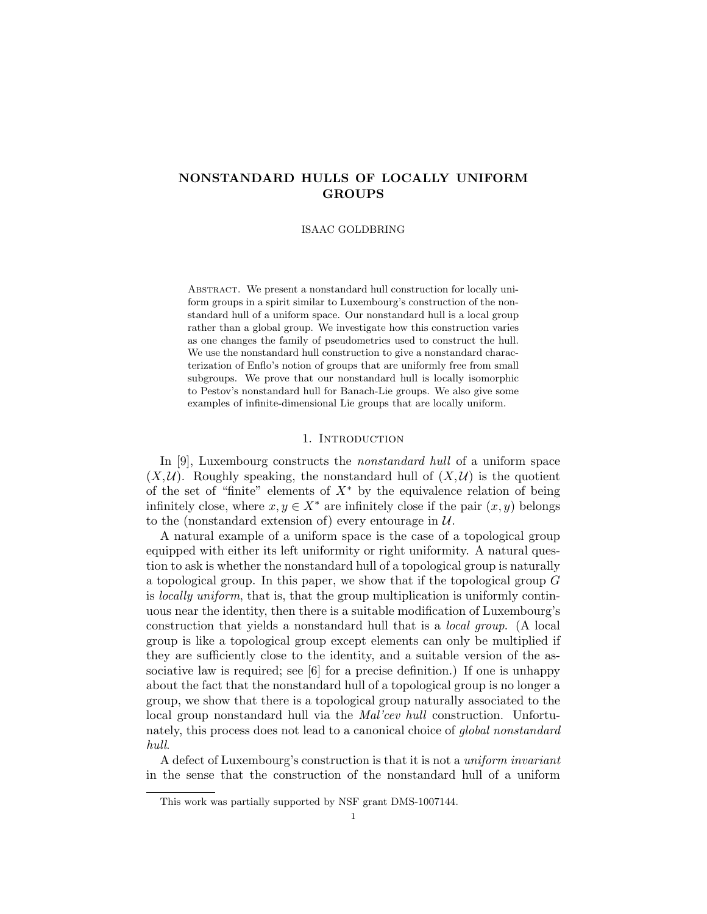# NONSTANDARD HULLS OF LOCALLY UNIFORM GROUPS

ISAAC GOLDBRING

Abstract. We present a nonstandard hull construction for locally uniform groups in a spirit similar to Luxembourg's construction of the nonstandard hull of a uniform space. Our nonstandard hull is a local group rather than a global group. We investigate how this construction varies as one changes the family of pseudometrics used to construct the hull. We use the nonstandard hull construction to give a nonstandard characterization of Enflo's notion of groups that are uniformly free from small subgroups. We prove that our nonstandard hull is locally isomorphic to Pestov's nonstandard hull for Banach-Lie groups. We also give some examples of infinite-dimensional Lie groups that are locally uniform.

## 1. Introduction

In [9], Luxembourg constructs the *nonstandard hull* of a uniform space $(X,\mathcal{U})$. Roughly speaking, the nonstandard hull of $(X,\mathcal{U})$ is the quotient of the set of "finite" elements of $X^*$ by the equivalence relation of being infinitely close, where $x,y \in X^*$ are infinitely close if the pair $(x,y)$ belongs to the (nonstandard extension of) every entourage in $\mathcal{U}$.

A natural example of a uniform space is the case of a topological group equipped with either its left uniformity or right uniformity. A natural question to ask is whether the nonstandard hull of a topological group is naturally a topological group. In this paper, we show that if the topological group $G$ is *locally uniform*, that is, that the group multiplication is uniformly continuous near the identity, then there is a suitable modification of Luxembourg's construction that yields a nonstandard hull that is a *local group*. (A local group is like a topological group except elements can only be multiplied if they are sufficiently close to the identity, and a suitable version of the associative law is required; see [6] for a precise definition.) If one is unhappy about the fact that the nonstandard hull of a topological group is no longer a group, we show that there is a topological group naturally associated to the local group nonstandard hull via the *Mal'cev hull* construction. Unfortunately, this process does not lead to a canonical choice of *global nonstandard hull*.

A defect of Luxembourg's construction is that it is not a *uniform invariant* in the sense that the construction of the nonstandard hull of a uniform

This work was partially supported by NSF grant DMS-1007144.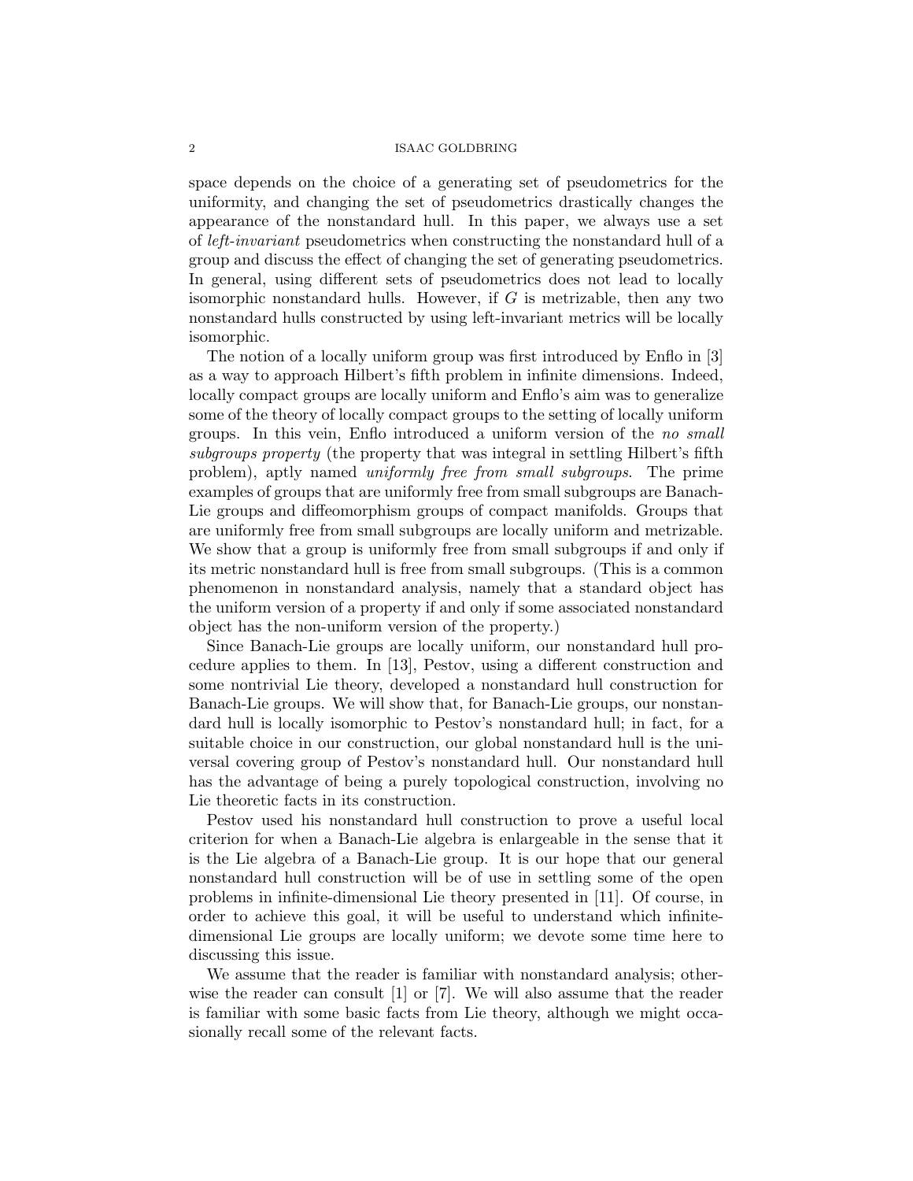space depends on the choice of a generating set of pseudometrics for the uniformity, and changing the set of pseudometrics drastically changes the appearance of the nonstandard hull. In this paper, we always use a set of *left-invariant* pseudometrics when constructing the nonstandard hull of a group and discuss the effect of changing the set of generating pseudometrics. In general, using different sets of pseudometrics does not lead to locally isomorphic nonstandard hulls. However, if $G$ is metrizable, then any two nonstandard hulls constructed by using left-invariant metrics will be locally isomorphic.

The notion of a locally uniform group was first introduced by Enflo in [3] as a way to approach Hilbert's fifth problem in infinite dimensions. Indeed, locally compact groups are locally uniform and Enflo's aim was to generalize some of the theory of locally compact groups to the setting of locally uniform groups. In this vein, Enflo introduced a uniform version of the *no small subgroups property* (the property that was integral in settling Hilbert's fifth problem), aptly named *uniformly free from small subgroups*. The prime examples of groups that are uniformly free from small subgroups are Banach-Lie groups and diffeomorphism groups of compact manifolds. Groups that are uniformly free from small subgroups are locally uniform and metrizable. We show that a group is uniformly free from small subgroups if and only if its metric nonstandard hull is free from small subgroups. (This is a common phenomenon in nonstandard analysis, namely that a standard object has the uniform version of a property if and only if some associated nonstandard object has the non-uniform version of the property.)

Since Banach-Lie groups are locally uniform, our nonstandard hull procedure applies to them. In [13], Pestov, using a different construction and some nontrivial Lie theory, developed a nonstandard hull construction for Banach-Lie groups. We will show that, for Banach-Lie groups, our nonstandard hull is locally isomorphic to Pestov's nonstandard hull; in fact, for a suitable choice in our construction, our global nonstandard hull is the universal covering group of Pestov's nonstandard hull. Our nonstandard hull has the advantage of being a purely topological construction, involving no Lie theoretic facts in its construction.

Pestov used his nonstandard hull construction to prove a useful local criterion for when a Banach-Lie algebra is enlargeable in the sense that it is the Lie algebra of a Banach-Lie group. It is our hope that our general nonstandard hull construction will be of use in settling some of the open problems in infinite-dimensional Lie theory presented in [11]. Of course, in order to achieve this goal, it will be useful to understand which infinite-dimensional Lie groups are locally uniform; we devote some time here to discussing this issue.

We assume that the reader is familiar with nonstandard analysis; otherwise the reader can consult [1] or [7]. We will also assume that the reader is familiar with some basic facts from Lie theory, although we might occasionally recall some of the relevant facts.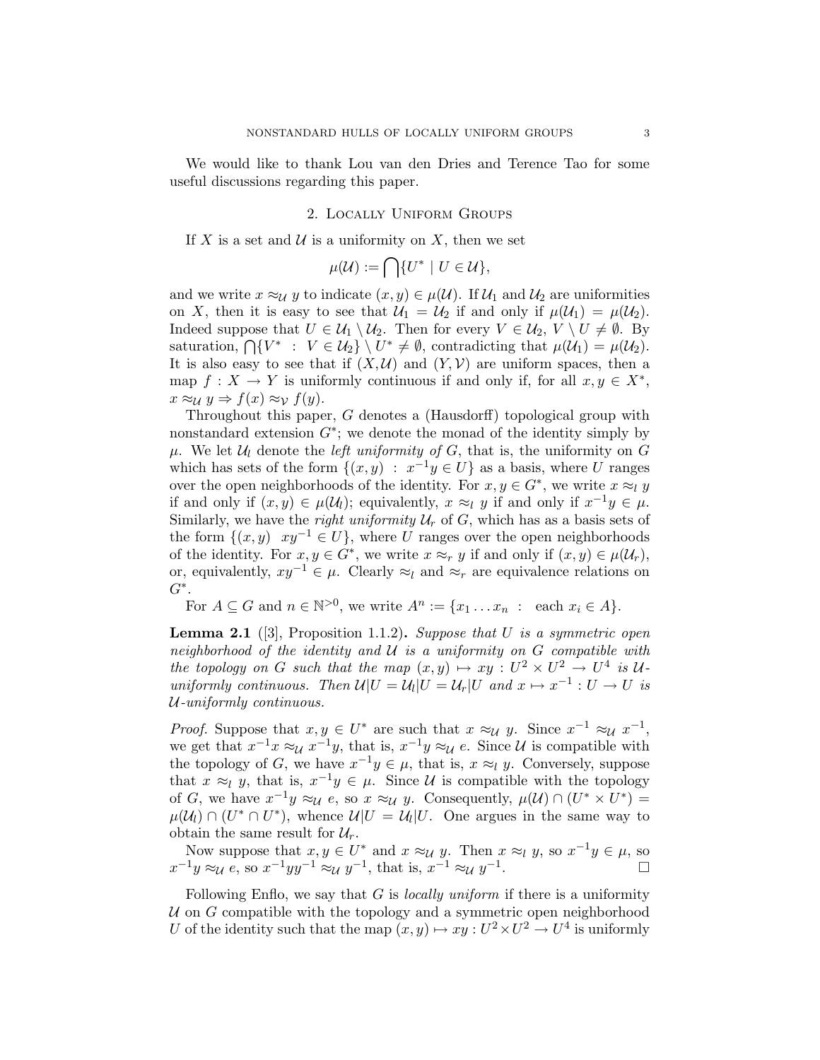We would like to thank Lou van den Dries and Terence Tao for some useful discussions regarding this paper.

## 2. Locally Uniform Groups

If $X$ is a set and $\mathcal{U}$ is a uniformity on $X$, then we set

$$\mu(\mathcal{U}) := \bigcap\{U^* \mid U \in \mathcal{U}\},$$

and we write $x \approx_{\mathcal{U}} y$ to indicate $(x, y) \in \mu(\mathcal{U})$. If $\mathcal{U}_1$ and $\mathcal{U}_2$ are uniformities on $X$, then it is easy to see that $\mathcal{U}_1 = \mathcal{U}_2$ if and only if $\mu(\mathcal{U}_1) = \mu(\mathcal{U}_2)$. Indeed suppose that $U \in \mathcal{U}_1 \setminus \mathcal{U}_2$. Then for every $V \in \mathcal{U}_2$, $V \setminus U \neq \emptyset$. By saturation, $\bigcap\{V^* \ : \ V \in \mathcal{U}_2\} \setminus U^* \neq \emptyset$, contradicting that $\mu(\mathcal{U}_1) = \mu(\mathcal{U}_2)$. It is also easy to see that if $(X, \mathcal{U})$ and $(Y, \mathcal{V})$ are uniform spaces, then a map $f : X \to Y$ is uniformly continuous if and only if, for all $x, y \in X^*$, $x \approx_{\mathcal{U}} y \Rightarrow f(x) \approx_{\mathcal{V}} f(y)$.

Throughout this paper, $G$ denotes a (Hausdorff) topological group with nonstandard extension $G^*$; we denote the monad of the identity simply by $\mu$. We let $\mathcal{U}_l$ denote the *left uniformity of* $G$, that is, the uniformity on $G$ which has sets of the form $\{(x, y) \ : \ x^{-1}y \in U\}$ as a basis, where $U$ ranges over the open neighborhoods of the identity. For $x, y \in G^*$, we write $x \approx_l y$ if and only if $(x, y) \in \mu(\mathcal{U}_l)$; equivalently, $x \approx_l y$ if and only if $x^{-1}y \in \mu$. Similarly, we have the *right uniformity* $\mathcal{U}_r$ of $G$, which has as a basis sets of the form $\{(x, y) \ \ xy^{-1} \in U\}$, where $U$ ranges over the open neighborhoods of the identity. For $x, y \in G^*$, we write $x \approx_r y$ if and only if $(x, y) \in \mu(\mathcal{U}_r)$, or, equivalently, $xy^{-1} \in \mu$. Clearly $\approx_l$ and $\approx_r$ are equivalence relations on $G^*$.

For $A \subseteq G$ and $n \in \mathbb{N}^{>0}$, we write $A^n := \{x_1 \ldots x_n \ : \ \text{ each } x_i \in A\}$.

**Lemma 2.1** ([3], Proposition 1.1.2)**.** *Suppose that $U$ is a symmetric open neighborhood of the identity and $\mathcal{U}$ is a uniformity on $G$ compatible with the topology on $G$ such that the map $(x, y) \mapsto xy : U^2 \times U^2 \to U^4$ is $\mathcal{U}$-uniformly continuous. Then $\mathcal{U}|U = \mathcal{U}_l|U = \mathcal{U}_r|U$ and $x \mapsto x^{-1} : U \to U$ is $\mathcal{U}$-uniformly continuous.*

*Proof.* Suppose that $x, y \in U^*$ are such that $x \approx_{\mathcal{U}} y$. Since $x^{-1} \approx_{\mathcal{U}} x^{-1}$, we get that $x^{-1}x \approx_{\mathcal{U}} x^{-1}y$, that is, $x^{-1}y \approx_{\mathcal{U}} e$. Since $\mathcal{U}$ is compatible with the topology of $G$, we have $x^{-1}y \in \mu$, that is, $x \approx_l y$. Conversely, suppose that $x \approx_l y$, that is, $x^{-1}y \in \mu$. Since $\mathcal{U}$ is compatible with the topology of $G$, we have $x^{-1}y \approx_{\mathcal{U}} e$, so $x \approx_{\mathcal{U}} y$. Consequently, $\mu(\mathcal{U}) \cap (U^* \times U^*) = \mu(\mathcal{U}_l) \cap (U^* \cap U^*)$, whence $\mathcal{U}|U = \mathcal{U}_l|U$. One argues in the same way to obtain the same result for $\mathcal{U}_r$.

Now suppose that $x, y \in U^*$ and $x \approx_{\mathcal{U}} y$. Then $x \approx_l y$, so $x^{-1}y \in \mu$, so $x^{-1}y \approx_{\mathcal{U}} e$, so $x^{-1}yy^{-1} \approx_{\mathcal{U}} y^{-1}$, that is, $x^{-1} \approx_{\mathcal{U}} y^{-1}$. $\square$

Following Enflo, we say that $G$ is *locally uniform* if there is a uniformity $\mathcal{U}$ on $G$ compatible with the topology and a symmetric open neighborhood $U$ of the identity such that the map $(x, y) \mapsto xy : U^2 \times U^2 \to U^4$ is uniformly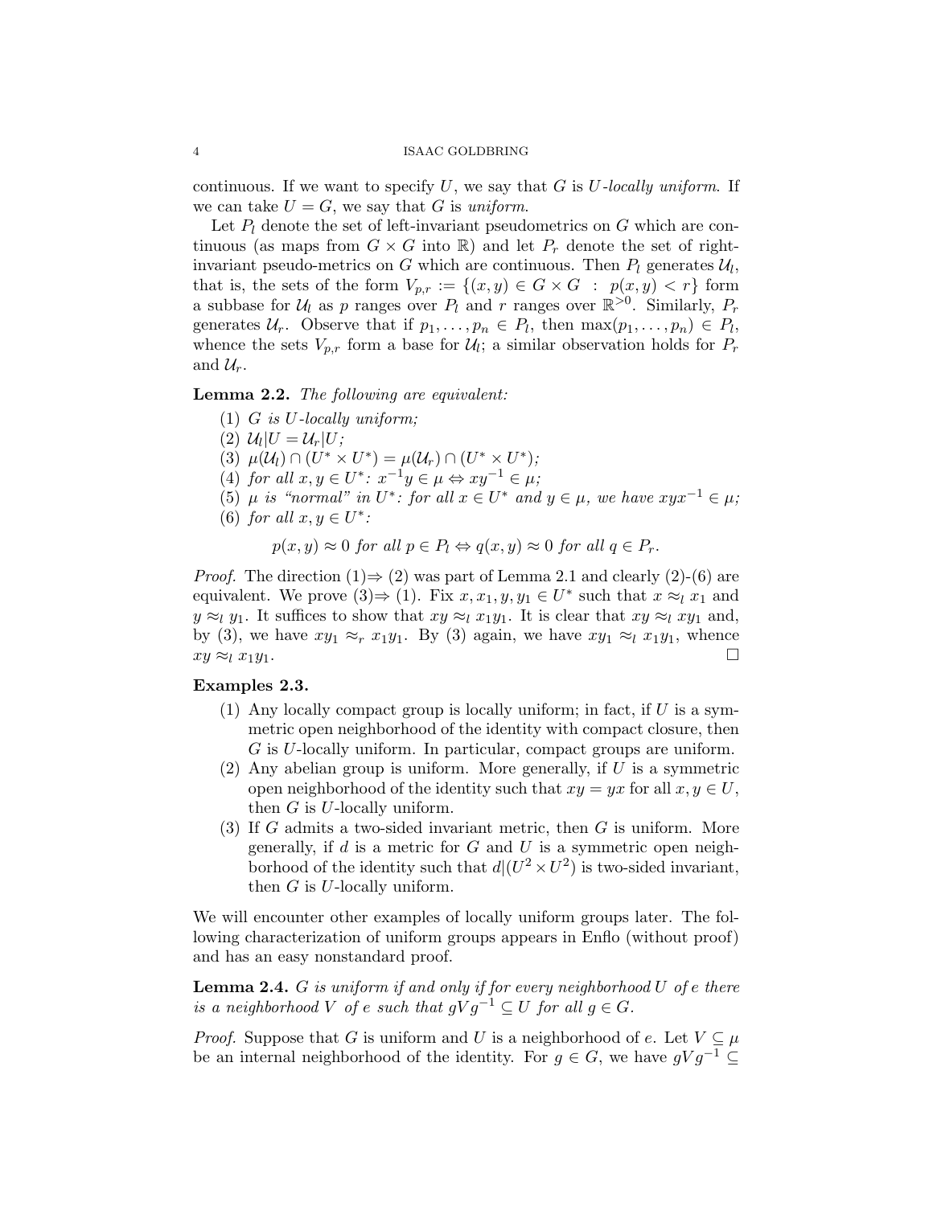continuous. If we want to specify $U$, we say that $G$ is *$U$-locally uniform*. If we can take $U = G$, we say that $G$ is *uniform*.

Let $P_l$ denote the set of left-invariant pseudometrics on $G$ which are continuous (as maps from $G \times G$ into $\mathbb{R}$) and let $P_r$ denote the set of right-invariant pseudo-metrics on $G$ which are continuous. Then $P_l$ generates $\mathcal{U}_l$, that is, the sets of the form $V_{p,r} := \{(x, y) \in G \times G \ : \ p(x, y) < r\}$ form a subbase for $\mathcal{U}_l$ as $p$ ranges over $P_l$ and $r$ ranges over $\mathbb{R}^{>0}$. Similarly, $P_r$ generates $\mathcal{U}_r$. Observe that if $p_1, \ldots, p_n \in P_l$, then $\max(p_1, \ldots, p_n) \in P_l$, whence the sets $V_{p,r}$ form a base for $\mathcal{U}_l$; a similar observation holds for $P_r$ and $\mathcal{U}_r$.

**Lemma 2.2.** *The following are equivalent:*

1. *$G$ is $U$-locally uniform;*
2. *$\mathcal{U}_l|U = \mathcal{U}_r|U$;*
3. *$\mu(\mathcal{U}_l) \cap (U^* \times U^*) = \mu(\mathcal{U}_r) \cap (U^* \times U^*)$;*
4. *for all $x, y \in U^*$: $x^{-1}y \in \mu \Leftrightarrow xy^{-1} \in \mu$;*
5. *$\mu$ is "normal" in $U^*$: for all $x \in U^*$ and $y \in \mu$, we have $xyx^{-1} \in \mu$;*
6. *for all $x, y \in U^*$:*
$$p(x, y) \approx 0 \text{ for all } p \in P_l \Leftrightarrow q(x, y) \approx 0 \text{ for all } q \in P_r.$$

*Proof.* The direction (1)$\Rightarrow$ (2) was part of Lemma 2.1 and clearly (2)-(6) are equivalent. We prove (3)$\Rightarrow$ (1). Fix $x, x_1, y, y_1 \in U^*$ such that $x \approx_l x_1$ and $y \approx_l y_1$. It suffices to show that $xy \approx_l x_1y_1$. It is clear that $xy \approx_l xy_1$ and, by (3), we have $xy_1 \approx_r x_1y_1$. By (3) again, we have $xy_1 \approx_l x_1y_1$, whence $xy \approx_l x_1y_1$. □

**Examples 2.3.**

1. Any locally compact group is locally uniform; in fact, if $U$ is a symmetric open neighborhood of the identity with compact closure, then $G$ is $U$-locally uniform. In particular, compact groups are uniform.
2. Any abelian group is uniform. More generally, if $U$ is a symmetric open neighborhood of the identity such that $xy = yx$ for all $x, y \in U$, then $G$ is $U$-locally uniform.
3. If $G$ admits a two-sided invariant metric, then $G$ is uniform. More generally, if $d$ is a metric for $G$ and $U$ is a symmetric open neighborhood of the identity such that $d|(U^2 \times U^2)$ is two-sided invariant, then $G$ is $U$-locally uniform.

We will encounter other examples of locally uniform groups later. The following characterization of uniform groups appears in Enflo (without proof) and has an easy nonstandard proof.

**Lemma 2.4.** *$G$ is uniform if and only if for every neighborhood $U$ of $e$ there is a neighborhood $V$ of $e$ such that $gVg^{-1} \subseteq U$ for all $g \in G$.*

*Proof.* Suppose that $G$ is uniform and $U$ is a neighborhood of $e$. Let $V \subseteq \mu$ be an internal neighborhood of the identity. For $g \in G$, we have $gVg^{-1} \subseteq$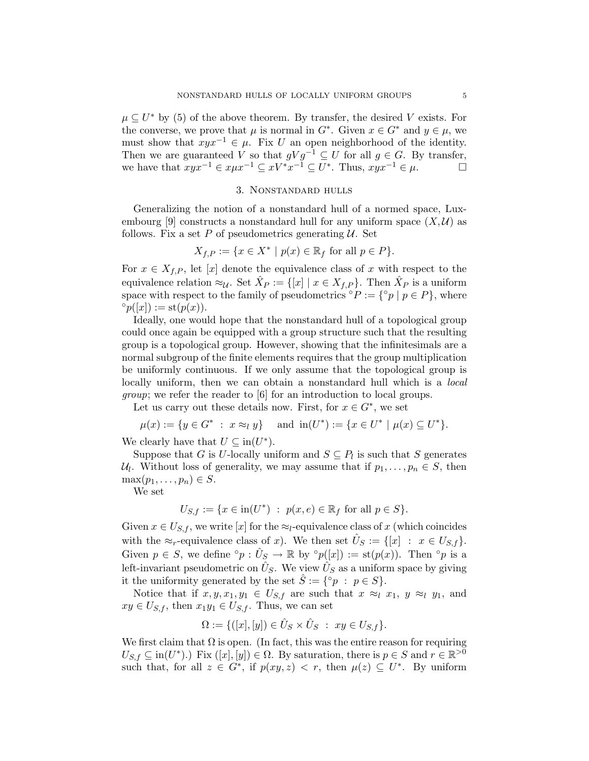$\mu \subseteq U^*$ by (5) of the above theorem. By transfer, the desired $V$ exists. For the converse, we prove that $\mu$ is normal in $G^*$. Given $x \in G^*$ and $y \in \mu$, we must show that $xyx^{-1} \in \mu$. Fix $U$ an open neighborhood of the identity. Then we are guaranteed $V$ so that $gVg^{-1} \subseteq U$ for all $g \in G$. By transfer, we have that $xyx^{-1} \in x\mu x^{-1} \subseteq xV^*x^{-1} \subseteq U^*$. Thus, $xyx^{-1} \in \mu$. $\square$

## 3. Nonstandard hulls

Generalizing the notion of a nonstandard hull of a normed space, Luxembourg [9] constructs a nonstandard hull for any uniform space $(X, \mathcal{U})$ as follows. Fix a set $P$ of pseudometrics generating $\mathcal{U}$. Set

$$X_{f,P} := \{x \in X^* \mid p(x) \in \mathbb{R}_f \text{ for all } p \in P\}.$$

For $x \in X_{f,P}$, let $[x]$ denote the equivalence class of $x$ with respect to the equivalence relation $\approx_{\mathcal{U}}$. Set $\hat{X}_P := \{[x] \mid x \in X_{f,P}\}$. Then $\hat{X}_P$ is a uniform space with respect to the family of pseudometrics ${}^\circ P := \{{}^\circ p \mid p \in P\}$, where ${}^\circ p([x]) := \operatorname{st}(p(x))$.

Ideally, one would hope that the nonstandard hull of a topological group could once again be equipped with a group structure such that the resulting group is a topological group. However, showing that the infinitesimals are a normal subgroup of the finite elements requires that the group multiplication be uniformly continuous. If we only assume that the topological group is locally uniform, then we can obtain a nonstandard hull which is a *local group*; we refer the reader to [6] for an introduction to local groups.

Let us carry out these details now. First, for $x \in G^*$, we set

$$\mu(x) := \{y \in G^* \ : \ x \approx_l y\} \quad \text{ and } \operatorname{in}(U^*) := \{x \in U^* \mid \mu(x) \subseteq U^*\}.$$

We clearly have that $U \subseteq \operatorname{in}(U^*)$.

Suppose that $G$ is $U$-locally uniform and $S \subseteq P_l$ is such that $S$ generates $\mathcal{U}_l$. Without loss of generality, we may assume that if $p_1, \ldots, p_n \in S$, then $\max(p_1, \ldots, p_n) \in S$.

We set

$$U_{S,f} := \{x \in \operatorname{in}(U^*) \ : \ p(x, e) \in \mathbb{R}_f \text{ for all } p \in S\}.$$

Given $x \in U_{S,f}$, we write $[x]$ for the $\approx_l$-equivalence class of $x$ (which coincides with the $\approx_r$-equivalence class of $x$). We then set $\hat{U}_S := \{[x] \ : \ x \in U_{S,f}\}$. Given $p \in S$, we define ${}^\circ p : \hat{U}_S \to \mathbb{R}$ by ${}^\circ p([x]) := \operatorname{st}(p(x))$. Then ${}^\circ p$ is a left-invariant pseudometric on $\hat{U}_S$. We view $\hat{U}_S$ as a uniform space by giving it the uniformity generated by the set $\hat{S} := \{{}^\circ p \ : \ p \in S\}$.

Notice that if $x, y, x_1, y_1 \in U_{S,f}$ are such that $x \approx_l x_1$, $y \approx_l y_1$, and $xy \in U_{S,f}$, then $x_1 y_1 \in U_{S,f}$. Thus, we can set

$$\Omega := \{([x], [y]) \in \hat{U}_S \times \hat{U}_S \ : \ xy \in U_{S,f}\}.$$

We first claim that $\Omega$ is open. (In fact, this was the entire reason for requiring $U_{S,f} \subseteq \operatorname{in}(U^*)$.) Fix $([x], [y]) \in \Omega$. By saturation, there is $p \in S$ and $r \in \mathbb{R}^{>0}$ such that, for all $z \in G^*$, if $p(xy, z) < r$, then $\mu(z) \subseteq U^*$. By uniform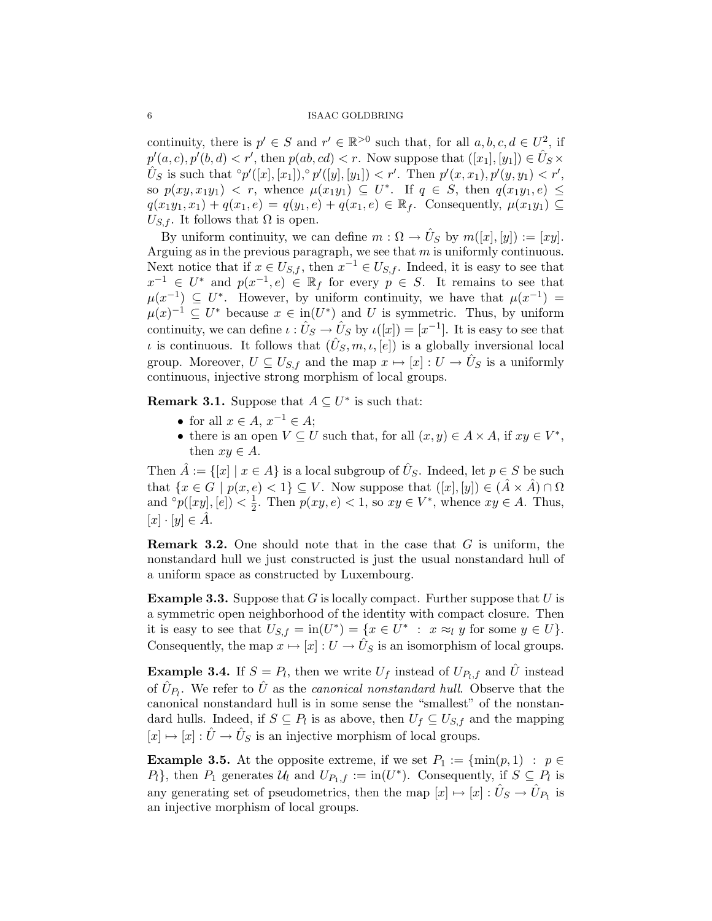continuity, there is $p' \in S$ and $r' \in \mathbb{R}^{>0}$ such that, for all $a, b, c, d \in U^2$, if $p'(a, c), p'(b, d) < r'$, then $p(ab, cd) < r$. Now suppose that $([x_1], [y_1]) \in \hat{U}_S \times \hat{U}_S$ is such that ${}^\circ p'([x], [x_1]), {}^\circ p'([y], [y_1]) < r'$. Then $p'(x, x_1), p'(y, y_1) < r'$, so $p(xy, x_1y_1) < r$, whence $\mu(x_1y_1) \subseteq U^*$. If $q \in S$, then $q(x_1y_1, e) \leq q(x_1y_1, x_1) + q(x_1, e) = q(y_1, e) + q(x_1, e) \in \mathbb{R}_f$. Consequently, $\mu(x_1y_1) \subseteq U_{S,f}$. It follows that $\Omega$ is open.

By uniform continuity, we can define $m : \Omega \to \hat{U}_S$ by $m([x], [y]) := [xy]$. Arguing as in the previous paragraph, we see that $m$ is uniformly continuous. Next notice that if $x \in U_{S,f}$, then $x^{-1} \in U_{S,f}$. Indeed, it is easy to see that $x^{-1} \in U^*$ and $p(x^{-1}, e) \in \mathbb{R}_f$ for every $p \in S$. It remains to see that $\mu(x^{-1}) \subseteq U^*$. However, by uniform continuity, we have that $\mu(x^{-1}) = \mu(x)^{-1} \subseteq U^*$ because $x \in \text{in}(U^*)$ and $U$ is symmetric. Thus, by uniform continuity, we can define $\iota : \hat{U}_S \to \hat{U}_S$ by $\iota([x]) = [x^{-1}]$. It is easy to see that $\iota$ is continuous. It follows that $(\hat{U}_S, m, \iota, [e])$ is a globally inversional local group. Moreover, $U \subseteq U_{S,f}$ and the map $x \mapsto [x] : U \to \hat{U}_S$ is a uniformly continuous, injective strong morphism of local groups.

**Remark 3.1.** Suppose that $A \subseteq U^*$ is such that:

- for all $x \in A$, $x^{-1} \in A$;
- there is an open $V \subseteq U$ such that, for all $(x, y) \in A \times A$, if $xy \in V^*$, then $xy \in A$.

Then $\hat{A} := \{[x] \mid x \in A\}$ is a local subgroup of $\hat{U}_S$. Indeed, let $p \in S$ be such that $\{x \in G \mid p(x, e) < 1\} \subseteq V$. Now suppose that $([x], [y]) \in (\hat{A} \times \hat{A}) \cap \Omega$ and ${}^\circ p([xy], [e]) < \frac{1}{2}$. Then $p(xy, e) < 1$, so $xy \in V^*$, whence $xy \in A$. Thus, $[x] \cdot [y] \in \hat{A}$.

**Remark 3.2.** One should note that in the case that $G$ is uniform, the nonstandard hull we just constructed is just the usual nonstandard hull of a uniform space as constructed by Luxembourg.

**Example 3.3.** Suppose that $G$ is locally compact. Further suppose that $U$ is a symmetric open neighborhood of the identity with compact closure. Then it is easy to see that $U_{S,f} = \text{in}(U^*) = \{x \in U^* \;:\; x \approx_l y \text{ for some } y \in U\}$. Consequently, the map $x \mapsto [x] : U \to \hat{U}_S$ is an isomorphism of local groups.

**Example 3.4.** If $S = P_l$, then we write $U_f$ instead of $U_{P_l,f}$ and $\hat{U}$ instead of $\hat{U}_{P_l}$. We refer to $\hat{U}$ as the *canonical nonstandard hull*. Observe that the canonical nonstandard hull is in some sense the "smallest" of the nonstandard hulls. Indeed, if $S \subseteq P_l$ is as above, then $U_f \subseteq U_{S,f}$ and the mapping $[x] \mapsto [x] : \hat{U} \to \hat{U}_S$ is an injective morphism of local groups.

**Example 3.5.** At the opposite extreme, if we set $P_1 := \{\min(p, 1) \;:\; p \in P_l\}$, then $P_1$ generates $\mathcal{U}_l$ and $U_{P_1,f} := \text{in}(U^*)$. Consequently, if $S \subseteq P_l$ is any generating set of pseudometrics, then the map $[x] \mapsto [x] : \hat{U}_S \to \hat{U}_{P_1}$ is an injective morphism of local groups.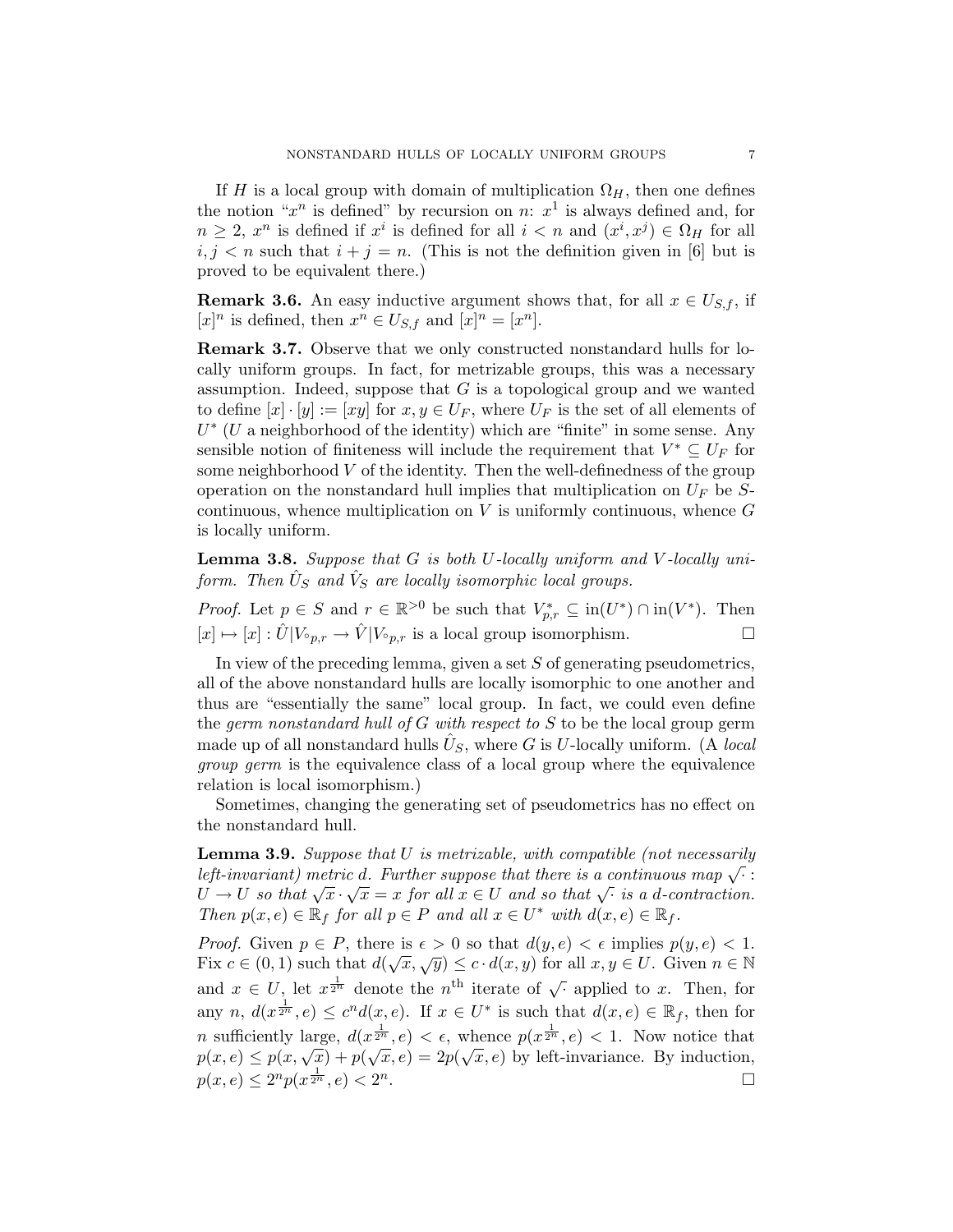If $H$ is a local group with domain of multiplication $\Omega_H$, then one defines the notion "$x^n$ is defined" by recursion on $n$: $x^1$ is always defined and, for $n \geq 2$, $x^n$ is defined if $x^i$ is defined for all $i < n$ and $(x^i, x^j) \in \Omega_H$ for all $i, j < n$ such that $i + j = n$. (This is not the definition given in [6] but is proved to be equivalent there.)

**Remark 3.6.** An easy inductive argument shows that, for all $x \in U_{S,f}$, if $[x]^n$ is defined, then $x^n \in U_{S,f}$ and $[x]^n = [x^n]$.

**Remark 3.7.** Observe that we only constructed nonstandard hulls for locally uniform groups. In fact, for metrizable groups, this was a necessary assumption. Indeed, suppose that $G$ is a topological group and we wanted to define $[x] \cdot [y] := [xy]$ for $x, y \in U_F$, where $U_F$ is the set of all elements of $U^*$ ($U$ a neighborhood of the identity) which are "finite" in some sense. Any sensible notion of finiteness will include the requirement that $V^* \subseteq U_F$ for some neighborhood $V$ of the identity. Then the well-definedness of the group operation on the nonstandard hull implies that multiplication on $U_F$ be $S$-continuous, whence multiplication on $V$ is uniformly continuous, whence $G$ is locally uniform.

**Lemma 3.8.** *Suppose that $G$ is both $U$-locally uniform and $V$-locally uniform. Then $\hat{U}_S$ and $\hat{V}_S$ are locally isomorphic local groups.*

*Proof.* Let $p \in S$ and $r \in \mathbb{R}^{>0}$ be such that $V^*_{p,r} \subseteq \text{in}(U^*) \cap \text{in}(V^*)$. Then $[x] \mapsto [x] : \hat{U}|V_{\circ p,r} \to \hat{V}|V_{\circ p,r}$ is a local group isomorphism. $\square$

In view of the preceding lemma, given a set $S$ of generating pseudometrics, all of the above nonstandard hulls are locally isomorphic to one another and thus are "essentially the same" local group. In fact, we could even define the *germ nonstandard hull of $G$ with respect to $S$* to be the local group germ made up of all nonstandard hulls $\hat{U}_S$, where $G$ is $U$-locally uniform. (A *local group germ* is the equivalence class of a local group where the equivalence relation is local isomorphism.)

Sometimes, changing the generating set of pseudometrics has no effect on the nonstandard hull.

**Lemma 3.9.** *Suppose that $U$ is metrizable, with compatible (not necessarily left-invariant) metric $d$. Further suppose that there is a continuous map $\sqrt{\cdot} : U \to U$ so that $\sqrt{x} \cdot \sqrt{x} = x$ for all $x \in U$ and so that $\sqrt{\cdot}$ is a $d$-contraction. Then $p(x, e) \in \mathbb{R}_f$ for all $p \in P$ and all $x \in U^*$ with $d(x, e) \in \mathbb{R}_f$.*

*Proof.* Given $p \in P$, there is $\epsilon > 0$ so that $d(y, e) < \epsilon$ implies $p(y, e) < 1$. Fix $c \in (0, 1)$ such that $d(\sqrt{x}, \sqrt{y}) \leq c \cdot d(x, y)$ for all $x, y \in U$. Given $n \in \mathbb{N}$ and $x \in U$, let $x^{\frac{1}{2^n}}$ denote the $n^{\text{th}}$ iterate of $\sqrt{\cdot}$ applied to $x$. Then, for any $n$, $d(x^{\frac{1}{2^n}}, e) \leq c^n d(x, e)$. If $x \in U^*$ is such that $d(x, e) \in \mathbb{R}_f$, then for $n$ sufficiently large, $d(x^{\frac{1}{2^n}}, e) < \epsilon$, whence $p(x^{\frac{1}{2^n}}, e) < 1$. Now notice that $p(x, e) \leq p(x, \sqrt{x}) + p(\sqrt{x}, e) = 2p(\sqrt{x}, e)$ by left-invariance. By induction, $p(x, e) \leq 2^n p(x^{\frac{1}{2^n}}, e) < 2^n$. $\square$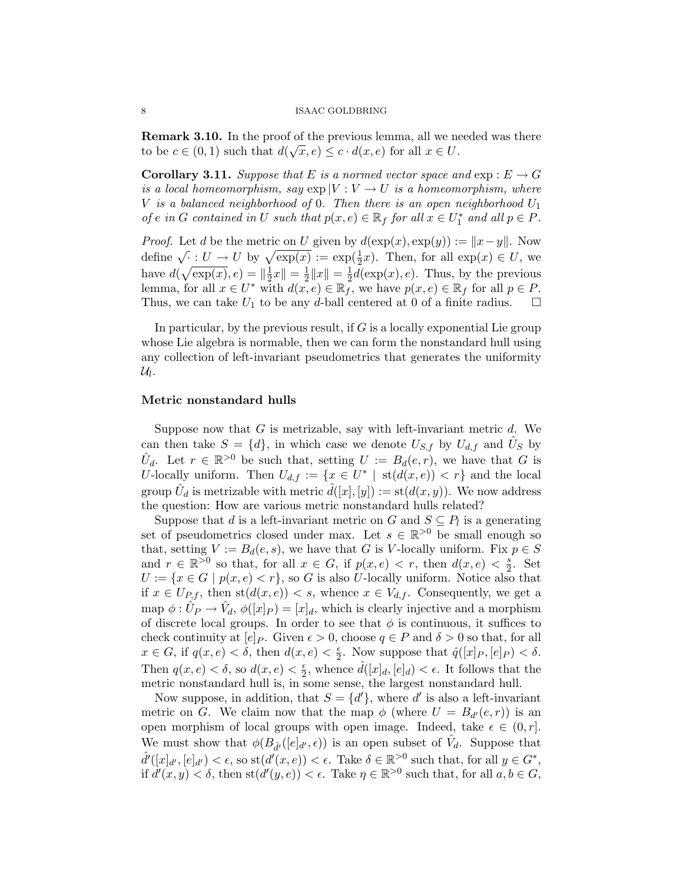**Remark 3.10.** In the proof of the previous lemma, all we needed was there to be $c \in (0,1)$ such that $d(\sqrt{x}, e) \leq c \cdot d(x,e)$ for all $x \in U$.

**Corollary 3.11.** *Suppose that $E$ is a normed vector space and $\exp : E \to G$ is a local homeomorphism, say $\exp|V : V \to U$ is a homeomorphism, where $V$ is a balanced neighborhood of $0$. Then there is an open neighborhood $U_1$ of $e$ in $G$ contained in $U$ such that $p(x,e) \in \mathbb{R}_f$ for all $x \in U_1^*$ and all $p \in P$.*

*Proof.* Let $d$ be the metric on $U$ given by $d(\exp(x), \exp(y)) := \|x - y\|$. Now define $\sqrt{\cdot} : U \to U$ by $\sqrt{\exp(x)} := \exp(\frac{1}{2}x)$. Then, for all $\exp(x) \in U$, we have $d(\sqrt{\exp(x)}, e) = \|\frac{1}{2}x\| = \frac{1}{2}\|x\| = \frac{1}{2}d(\exp(x), e)$. Thus, by the previous lemma, for all $x \in U^*$ with $d(x,e) \in \mathbb{R}_f$, we have $p(x,e) \in \mathbb{R}_f$ for all $p \in P$. Thus, we can take $U_1$ to be any $d$-ball centered at $0$ of a finite radius. $\square$

In particular, by the previous result, if $G$ is a locally exponential Lie group whose Lie algebra is normable, then we can form the nonstandard hull using any collection of left-invariant pseudometrics that generates the uniformity $\mathcal{U}_l$.

**Metric nonstandard hulls**

Suppose now that $G$ is metrizable, say with left-invariant metric $d$. We can then take $S = \{d\}$, in which case we denote $U_{S,f}$ by $U_{d,f}$ and $\hat{U}_S$ by $\hat{U}_d$. Let $r \in \mathbb{R}^{>0}$ be such that, setting $U := B_d(e, r)$, we have that $G$ is $U$-locally uniform. Then $U_{d,f} := \{x \in U^* \mid \operatorname{st}(d(x,e)) < r\}$ and the local group $\hat{U}_d$ is metrizable with metric $\hat{d}([x],[y]) := \operatorname{st}(d(x,y))$. We now address the question: How are various metric nonstandard hulls related?

Suppose that $d$ is a left-invariant metric on $G$ and $S \subseteq P_l$ is a generating set of pseudometrics closed under max. Let $s \in \mathbb{R}^{>0}$ be small enough so that, setting $V := B_d(e, s)$, we have that $G$ is $V$-locally uniform. Fix $p \in S$ and $r \in \mathbb{R}^{>0}$ so that, for all $x \in G$, if $p(x,e) < r$, then $d(x,e) < \frac{s}{2}$. Set $U := \{x \in G \mid p(x,e) < r\}$, so $G$ is also $U$-locally uniform. Notice also that if $x \in U_{P,f}$, then $\operatorname{st}(d(x,e)) < s$, whence $x \in V_{d,f}$. Consequently, we get a map $\phi : \hat{U}_P \to \hat{V}_d$, $\phi([x]_P) = [x]_d$, which is clearly injective and a morphism of discrete local groups. In order to see that $\phi$ is continuous, it suffices to check continuity at $[e]_P$. Given $\epsilon > 0$, choose $q \in P$ and $\delta > 0$ so that, for all $x \in G$, if $q(x,e) < \delta$, then $d(x,e) < \frac{\epsilon}{2}$. Now suppose that $\hat{q}([x]_P, [e]_P) < \delta$. Then $q(x,e) < \delta$, so $d(x,e) < \frac{\epsilon}{2}$, whence $\hat{d}([x]_d, [e]_d) < \epsilon$. It follows that the metric nonstandard hull is, in some sense, the largest nonstandard hull.

Now suppose, in addition, that $S = \{d'\}$, where $d'$ is also a left-invariant metric on $G$. We claim now that the map $\phi$ (where $U = B_{d'}(e,r)$) is an open morphism of local groups with open image. Indeed, take $\epsilon \in (0, r]$. We must show that $\phi(B_{\hat{d}'}([e]_{d'}, \epsilon))$ is an open subset of $\hat{V}_d$. Suppose that $\hat{d}'([x]_{d'}, [e]_{d'}) < \epsilon$, so $\operatorname{st}(d'(x,e)) < \epsilon$. Take $\delta \in \mathbb{R}^{>0}$ such that, for all $y \in G^*$, if $d'(x,y) < \delta$, then $\operatorname{st}(d'(y,e)) < \epsilon$. Take $\eta \in \mathbb{R}^{>0}$ such that, for all $a, b \in G$,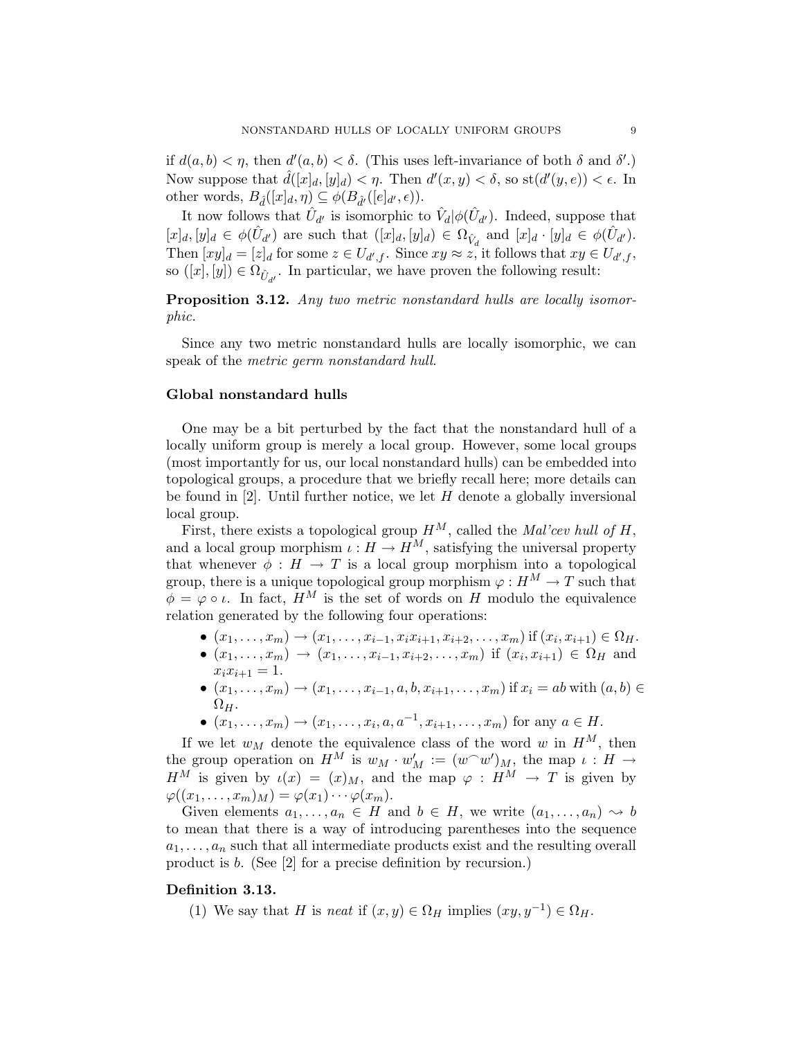if $d(a,b) < \eta$, then $d'(a,b) < \delta$. (This uses left-invariance of both $\delta$ and $\delta'$.) Now suppose that $\hat{d}([x]_d, [y]_d) < \eta$. Then $d'(x,y) < \delta$, so $\text{st}(d'(y,e)) < \epsilon$. In other words, $B_{\hat{d}}([x]_d, \eta) \subseteq \phi(B_{\hat{d}'}([e]_{d'}, \epsilon))$.

It now follows that $\hat{U}_{d'}$ is isomorphic to $\hat{V}_d|\phi(\hat{U}_{d'})$. Indeed, suppose that $[x]_d, [y]_d \in \phi(\hat{U}_{d'})$ are such that $([x]_d, [y]_d) \in \Omega_{\hat{V}_d}$ and $[x]_d \cdot [y]_d \in \phi(\hat{U}_{d'})$. Then $[xy]_d = [z]_d$ for some $z \in U_{d',f}$. Since $xy \approx z$, it follows that $xy \in U_{d',f}$, so $([x],[y]) \in \Omega_{\hat{U}_{d'}}$. In particular, we have proven the following result:

**Proposition 3.12.** *Any two metric nonstandard hulls are locally isomorphic.*

Since any two metric nonstandard hulls are locally isomorphic, we can speak of the *metric germ nonstandard hull*.

### Global nonstandard hulls

One may be a bit perturbed by the fact that the nonstandard hull of a locally uniform group is merely a local group. However, some local groups (most importantly for us, our local nonstandard hulls) can be embedded into topological groups, a procedure that we briefly recall here; more details can be found in [2]. Until further notice, we let $H$ denote a globally inversional local group.

First, there exists a topological group $H^M$, called the *Mal'cev hull of $H$*, and a local group morphism $\iota : H \to H^M$, satisfying the universal property that whenever $\phi : H \to T$ is a local group morphism into a topological group, there is a unique topological group morphism $\varphi : H^M \to T$ such that $\phi = \varphi \circ \iota$. In fact, $H^M$ is the set of words on $H$ modulo the equivalence relation generated by the following four operations:

- $(x_1, \ldots, x_m) \to (x_1, \ldots, x_{i-1}, x_i x_{i+1}, x_{i+2}, \ldots, x_m)$ if $(x_i, x_{i+1}) \in \Omega_H$.
- $(x_1, \ldots, x_m) \to (x_1, \ldots, x_{i-1}, x_{i+2}, \ldots, x_m)$ if $(x_i, x_{i+1}) \in \Omega_H$ and $x_i x_{i+1} = 1$.
- $(x_1, \ldots, x_m) \to (x_1, \ldots, x_{i-1}, a, b, x_{i+1}, \ldots, x_m)$ if $x_i = ab$ with $(a,b) \in \Omega_H$.
- $(x_1, \ldots, x_m) \to (x_1, \ldots, x_i, a, a^{-1}, x_{i+1}, \ldots, x_m)$ for any $a \in H$.

If we let $w_M$ denote the equivalence class of the word $w$ in $H^M$, then the group operation on $H^M$ is $w_M \cdot w'_M := (w^\frown w')_M$, the map $\iota : H \to H^M$ is given by $\iota(x) = (x)_M$, and the map $\varphi : H^M \to T$ is given by $\varphi((x_1, \ldots, x_m)_M) = \varphi(x_1) \cdots \varphi(x_m)$.

Given elements $a_1, \ldots, a_n \in H$ and $b \in H$, we write $(a_1, \ldots, a_n) \rightsquigarrow b$ to mean that there is a way of introducing parentheses into the sequence $a_1, \ldots, a_n$ such that all intermediate products exist and the resulting overall product is $b$. (See [2] for a precise definition by recursion.)

**Definition 3.13.**

(1) We say that $H$ is *neat* if $(x,y) \in \Omega_H$ implies $(xy, y^{-1}) \in \Omega_H$.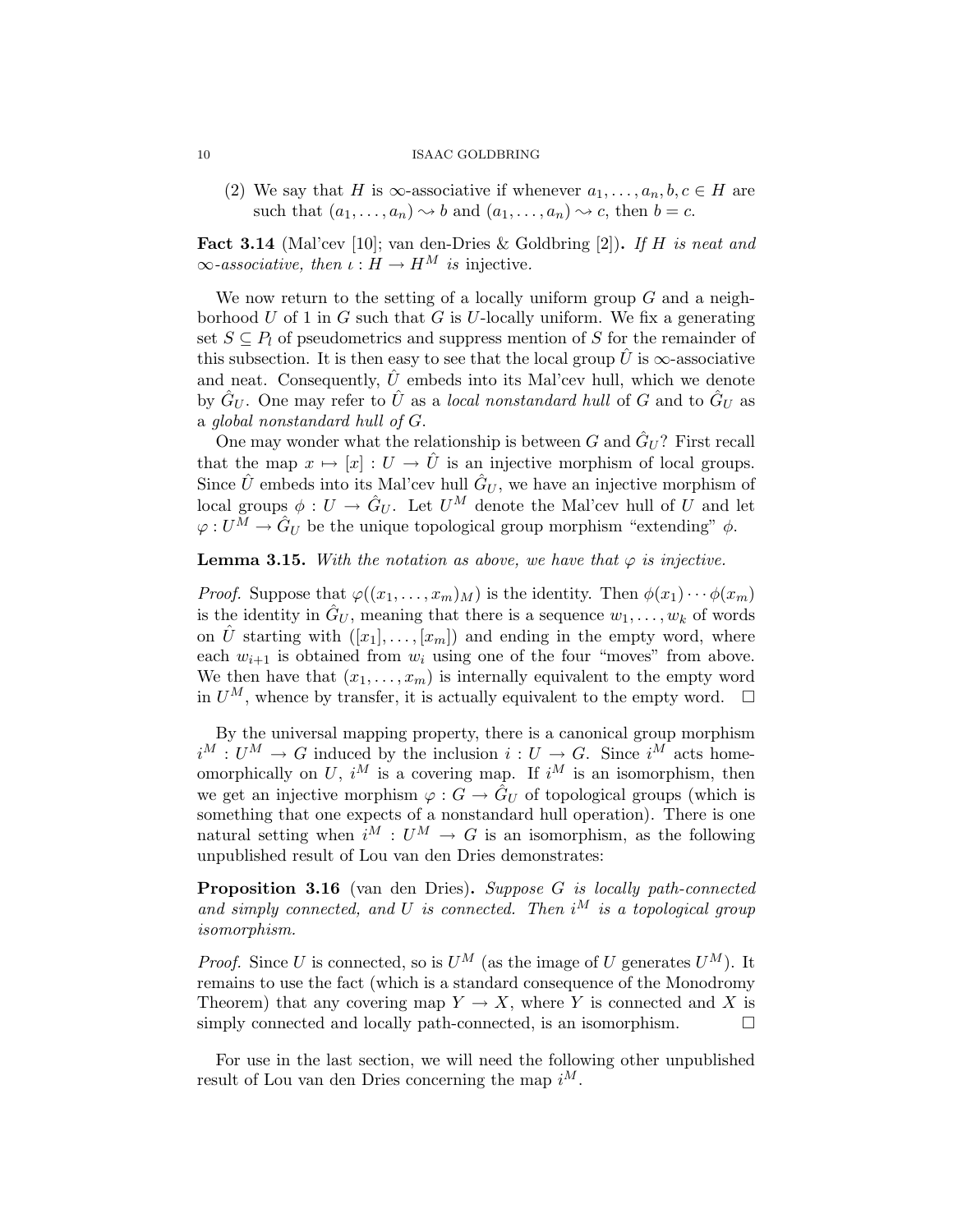(2) We say that $H$ is $\infty$-associative if whenever $a_1, \ldots, a_n, b, c \in H$ are such that $(a_1, \ldots, a_n) \rightsquigarrow b$ and $(a_1, \ldots, a_n) \rightsquigarrow c$, then $b = c$.

**Fact 3.14** (Mal'cev [10]; van den-Dries & Goldbring [2])**.** *If $H$ is neat and $\infty$-associative, then $\iota : H \to H^M$ is injective.*

We now return to the setting of a locally uniform group $G$ and a neighborhood $U$ of 1 in $G$ such that $G$ is $U$-locally uniform. We fix a generating set $S \subseteq P_l$ of pseudometrics and suppress mention of $S$ for the remainder of this subsection. It is then easy to see that the local group $\hat{U}$ is $\infty$-associative and neat. Consequently, $\hat{U}$ embeds into its Mal'cev hull, which we denote by $\hat{G}_U$. One may refer to $\hat{U}$ as a *local nonstandard hull* of $G$ and to $\hat{G}_U$ as a *global nonstandard hull of $G$*.

One may wonder what the relationship is between $G$ and $\hat{G}_U$? First recall that the map $x \mapsto [x] : U \to \hat{U}$ is an injective morphism of local groups. Since $\hat{U}$ embeds into its Mal'cev hull $\hat{G}_U$, we have an injective morphism of local groups $\phi : U \to \hat{G}_U$. Let $U^M$ denote the Mal'cev hull of $U$ and let $\varphi : U^M \to \hat{G}_U$ be the unique topological group morphism "extending" $\phi$.

**Lemma 3.15.** *With the notation as above, we have that $\varphi$ is injective.*

*Proof.* Suppose that $\varphi((x_1, \ldots, x_m)_M)$ is the identity. Then $\phi(x_1) \cdots \phi(x_m)$ is the identity in $\hat{G}_U$, meaning that there is a sequence $w_1, \ldots, w_k$ of words on $\hat{U}$ starting with $([x_1], \ldots, [x_m])$ and ending in the empty word, where each $w_{i+1}$ is obtained from $w_i$ using one of the four "moves" from above. We then have that $(x_1, \ldots, x_m)$ is internally equivalent to the empty word in $U^M$, whence by transfer, it is actually equivalent to the empty word. $\square$

By the universal mapping property, there is a canonical group morphism $i^M : U^M \to G$ induced by the inclusion $i : U \to G$. Since $i^M$ acts homeomorphically on $U$, $i^M$ is a covering map. If $i^M$ is an isomorphism, then we get an injective morphism $\varphi : G \to \hat{G}_U$ of topological groups (which is something that one expects of a nonstandard hull operation). There is one natural setting when $i^M : U^M \to G$ is an isomorphism, as the following unpublished result of Lou van den Dries demonstrates:

**Proposition 3.16** (van den Dries)**.** *Suppose $G$ is locally path-connected and simply connected, and $U$ is connected. Then $i^M$ is a topological group isomorphism.*

*Proof.* Since $U$ is connected, so is $U^M$ (as the image of $U$ generates $U^M$). It remains to use the fact (which is a standard consequence of the Monodromy Theorem) that any covering map $Y \to X$, where $Y$ is connected and $X$ is simply connected and locally path-connected, is an isomorphism. $\square$

For use in the last section, we will need the following other unpublished result of Lou van den Dries concerning the map $i^M$.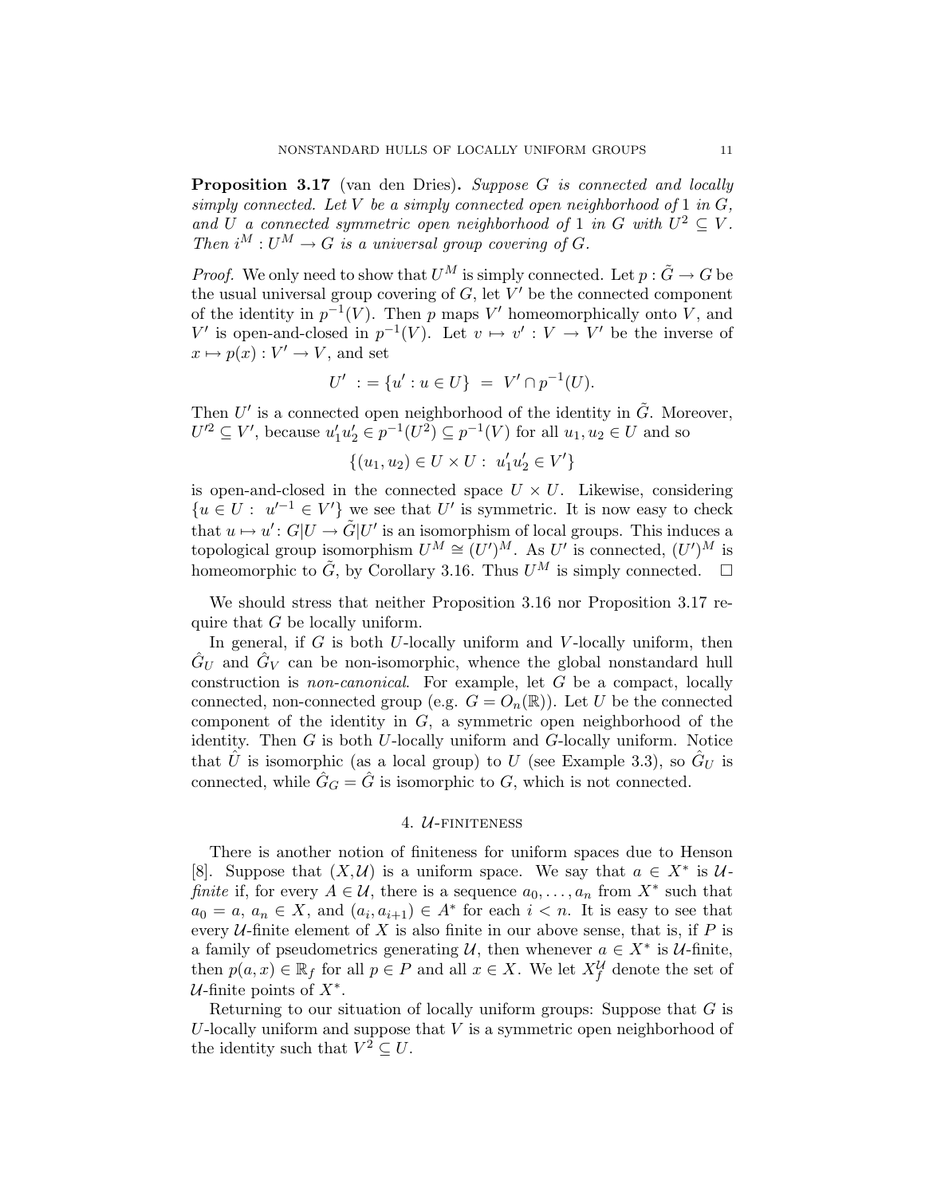**Proposition 3.17** (van den Dries)**.** *Suppose $G$ is connected and locally simply connected. Let $V$ be a simply connected open neighborhood of $1$ in $G$, and $U$ a connected symmetric open neighborhood of $1$ in $G$ with $U^2 \subseteq V$. Then $i^M : U^M \to G$ is a universal group covering of $G$.*

*Proof.* We only need to show that $U^M$ is simply connected. Let $p : \tilde{G} \to G$ be the usual universal group covering of $G$, let $V'$ be the connected component of the identity in $p^{-1}(V)$. Then $p$ maps $V'$ homeomorphically onto $V$, and $V'$ is open-and-closed in $p^{-1}(V)$. Let $v \mapsto v' : V \to V'$ be the inverse of $x \mapsto p(x) : V' \to V$, and set

$$U' := \{u' : u \in U\} = V' \cap p^{-1}(U).$$

Then $U'$ is a connected open neighborhood of the identity in $\tilde{G}$. Moreover, $U'^2 \subseteq V'$, because $u_1' u_2' \in p^{-1}(U^2) \subseteq p^{-1}(V)$ for all $u_1, u_2 \in U$ and so

$$\{(u_1, u_2) \in U \times U : \ u_1' u_2' \in V'\}$$

is open-and-closed in the connected space $U \times U$. Likewise, considering $\{u \in U : \ u'^{-1} \in V'\}$ we see that $U'$ is symmetric. It is now easy to check that $u \mapsto u' : G|U \to \tilde{G}|U'$ is an isomorphism of local groups. This induces a topological group isomorphism $U^M \cong (U')^M$. As $U'$ is connected, $(U')^M$ is homeomorphic to $\tilde{G}$, by Corollary 3.16. Thus $U^M$ is simply connected. $\square$

We should stress that neither Proposition 3.16 nor Proposition 3.17 require that $G$ be locally uniform.

In general, if $G$ is both $U$-locally uniform and $V$-locally uniform, then $\hat{G}_U$ and $\hat{G}_V$ can be non-isomorphic, whence the global nonstandard hull construction is *non-canonical*. For example, let $G$ be a compact, locally connected, non-connected group (e.g. $G = O_n(\mathbb{R})$). Let $U$ be the connected component of the identity in $G$, a symmetric open neighborhood of the identity. Then $G$ is both $U$-locally uniform and $G$-locally uniform. Notice that $\hat{U}$ is isomorphic (as a local group) to $U$ (see Example 3.3), so $\hat{G}_U$ is connected, while $\hat{G}_G = \hat{G}$ is isomorphic to $G$, which is not connected.

## 4. $\mathcal{U}$-finiteness

There is another notion of finiteness for uniform spaces due to Henson [8]. Suppose that $(X, \mathcal{U})$ is a uniform space. We say that $a \in X^*$ is *$\mathcal{U}$-finite* if, for every $A \in \mathcal{U}$, there is a sequence $a_0, \ldots, a_n$ from $X^*$ such that $a_0 = a$, $a_n \in X$, and $(a_i, a_{i+1}) \in A^*$ for each $i < n$. It is easy to see that every $\mathcal{U}$-finite element of $X$ is also finite in our above sense, that is, if $P$ is a family of pseudometrics generating $\mathcal{U}$, then whenever $a \in X^*$ is $\mathcal{U}$-finite, then $p(a, x) \in \mathbb{R}_f$ for all $p \in P$ and all $x \in X$. We let $X_f^{\mathcal{U}}$ denote the set of $\mathcal{U}$-finite points of $X^*$.

Returning to our situation of locally uniform groups: Suppose that $G$ is $U$-locally uniform and suppose that $V$ is a symmetric open neighborhood of the identity such that $V^2 \subseteq U$.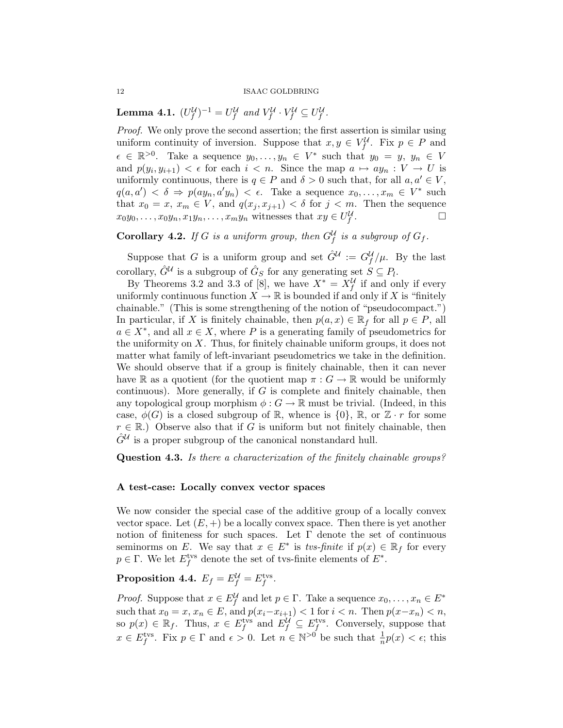**Lemma 4.1.** *$(U_f^{\mathcal{U}})^{-1} = U_f^{\mathcal{U}}$ and $V_f^{\mathcal{U}} \cdot V_f^{\mathcal{U}} \subseteq U_f^{\mathcal{U}}$.*

*Proof.* We only prove the second assertion; the first assertion is similar using uniform continuity of inversion. Suppose that $x, y \in V_f^{\mathcal{U}}$. Fix $p \in P$ and $\epsilon \in \mathbb{R}^{>0}$. Take a sequence $y_0, \ldots, y_n \in V^*$ such that $y_0 = y$, $y_n \in V$ and $p(y_i, y_{i+1}) < \epsilon$ for each $i < n$. Since the map $a \mapsto ay_n : V \to U$ is uniformly continuous, there is $q \in P$ and $\delta > 0$ such that, for all $a, a' \in V$, $q(a, a') < \delta \Rightarrow p(ay_n, a'y_n) < \epsilon$. Take a sequence $x_0, \ldots, x_m \in V^*$ such that $x_0 = x$, $x_m \in V$, and $q(x_j, x_{j+1}) < \delta$ for $j < m$. Then the sequence $x_0y_0, \ldots, x_0y_n, x_1y_n, \ldots, x_my_n$ witnesses that $xy \in U_f^{\mathcal{U}}$. $\square$

**Corollary 4.2.** *If $G$ is a uniform group, then $G_f^{\mathcal{U}}$ is a subgroup of $G_f$.*

Suppose that $G$ is a uniform group and set $\hat{G}^{\mathcal{U}} := G_f^{\mathcal{U}}/\mu$. By the last corollary, $\hat{G}^{\mathcal{U}}$ is a subgroup of $\hat{G}_S$ for any generating set $S \subseteq P_l$.

By Theorems 3.2 and 3.3 of [8], we have $X^* = X_f^{\mathcal{U}}$ if and only if every uniformly continuous function $X \to \mathbb{R}$ is bounded if and only if $X$ is "finitely chainable." (This is some strengthening of the notion of "pseudocompact.") In particular, if $X$ is finitely chainable, then $p(a, x) \in \mathbb{R}_f$ for all $p \in P$, all $a \in X^*$, and all $x \in X$, where $P$ is a generating family of pseudometrics for the uniformity on $X$. Thus, for finitely chainable uniform groups, it does not matter what family of left-invariant pseudometrics we take in the definition. We should observe that if a group is finitely chainable, then it can never have $\mathbb{R}$ as a quotient (for the quotient map $\pi : G \to \mathbb{R}$ would be uniformly continuous). More generally, if $G$ is complete and finitely chainable, then any topological group morphism $\phi : G \to \mathbb{R}$ must be trivial. (Indeed, in this case, $\phi(G)$ is a closed subgroup of $\mathbb{R}$, whence is $\{0\}$, $\mathbb{R}$, or $\mathbb{Z} \cdot r$ for some $r \in \mathbb{R}$.) Observe also that if $G$ is uniform but not finitely chainable, then $\hat{G}^{\mathcal{U}}$ is a proper subgroup of the canonical nonstandard hull.

**Question 4.3.** *Is there a characterization of the finitely chainable groups?*

**A test-case: Locally convex vector spaces**

We now consider the special case of the additive group of a locally convex vector space. Let $(E, +)$ be a locally convex space. Then there is yet another notion of finiteness for such spaces. Let $\Gamma$ denote the set of continuous seminorms on $E$. We say that $x \in E^*$ is *tvs-finite* if $p(x) \in \mathbb{R}_f$ for every $p \in \Gamma$. We let $E_f^{\text{tvs}}$ denote the set of tvs-finite elements of $E^*$.

**Proposition 4.4.** *$E_f = E_f^{\mathcal{U}} = E_f^{\text{tvs}}$.*

*Proof.* Suppose that $x \in E_f^{\mathcal{U}}$ and let $p \in \Gamma$. Take a sequence $x_0, \ldots, x_n \in E^*$ such that $x_0 = x$, $x_n \in E$, and $p(x_i - x_{i+1}) < 1$ for $i < n$. Then $p(x - x_n) < n$, so $p(x) \in \mathbb{R}_f$. Thus, $x \in E_f^{\text{tvs}}$ and $E_f^{\mathcal{U}} \subseteq E_f^{\text{tvs}}$. Conversely, suppose that $x \in E_f^{\text{tvs}}$. Fix $p \in \Gamma$ and $\epsilon > 0$. Let $n \in \mathbb{N}^{>0}$ be such that $\frac{1}{n}p(x) < \epsilon$; this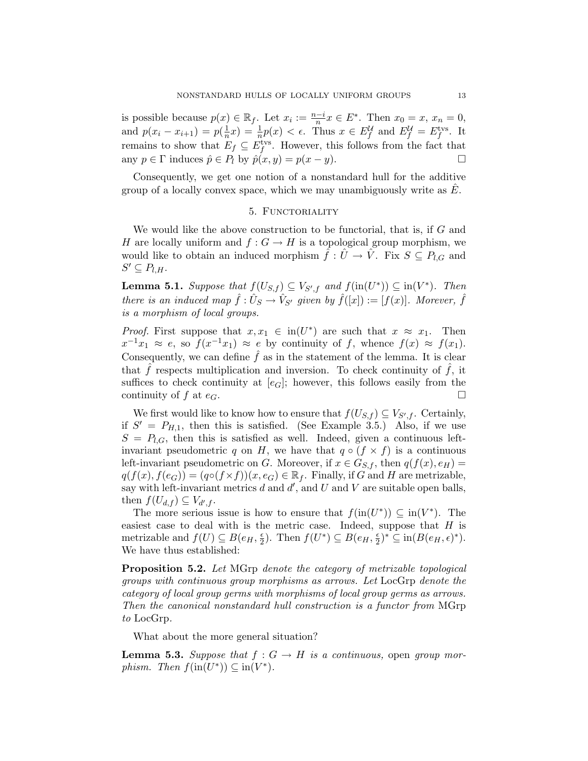is possible because $p(x) \in \mathbb{R}_f$. Let $x_i := \frac{n-i}{n}x \in E^*$. Then $x_0 = x$, $x_n = 0$, and $p(x_i - x_{i+1}) = p(\frac{1}{n}x) = \frac{1}{n}p(x) < \epsilon$. Thus $x \in E_f^{\mathcal{U}}$ and $E_f^{\mathcal{U}} = E_f^{\text{tvs}}$. It remains to show that $E_f \subseteq E_f^{\text{tvs}}$. However, this follows from the fact that any $p \in \Gamma$ induces $\hat{p} \in P_l$ by $\hat{p}(x, y) = p(x - y)$. □

Consequently, we get one notion of a nonstandard hull for the additive group of a locally convex space, which we may unambiguously write as $\hat{E}$.

## 5. Functoriality

We would like the above construction to be functorial, that is, if $G$ and $H$ are locally uniform and $f : G \to H$ is a topological group morphism, we would like to obtain an induced morphism $\hat{f} : \hat{U} \to \hat{V}$. Fix $S \subseteq P_{l,G}$ and $S' \subseteq P_{l,H}$.

**Lemma 5.1.** *Suppose that $f(U_{S,f}) \subseteq V_{S',f}$ and $f(\text{in}(U^*)) \subseteq \text{in}(V^*)$. Then there is an induced map $\hat{f} : \hat{U}_S \to \hat{V}_{S'}$ given by $\hat{f}([x]) := [f(x)]$. Morever, $\hat{f}$ is a morphism of local groups.*

*Proof.* First suppose that $x, x_1 \in \text{in}(U^*)$ are such that $x \approx x_1$. Then $x^{-1}x_1 \approx e$, so $f(x^{-1}x_1) \approx e$ by continuity of $f$, whence $f(x) \approx f(x_1)$. Consequently, we can define $\hat{f}$ as in the statement of the lemma. It is clear that $\hat{f}$ respects multiplication and inversion. To check continuity of $\hat{f}$, it suffices to check continuity at $[e_G]$; however, this follows easily from the continuity of $f$ at $e_G$. □

We first would like to know how to ensure that $f(U_{S,f}) \subseteq V_{S',f}$. Certainly, if $S' = P_{H,1}$, then this is satisfied. (See Example 3.5.) Also, if we use $S = P_{l,G}$, then this is satisfied as well. Indeed, given a continuous left-invariant pseudometric $q$ on $H$, we have that $q \circ (f \times f)$ is a continuous left-invariant pseudometric on $G$. Moreover, if $x \in G_{S,f}$, then $q(f(x), e_H) = q(f(x), f(e_G)) = (q \circ (f \times f))(x, e_G) \in \mathbb{R}_f$. Finally, if $G$ and $H$ are metrizable, say with left-invariant metrics $d$ and $d'$, and $U$ and $V$ are suitable open balls, then $f(U_{d,f}) \subseteq V_{d',f}$.

The more serious issue is how to ensure that $f(\text{in}(U^*)) \subseteq \text{in}(V^*)$. The easiest case to deal with is the metric case. Indeed, suppose that $H$ is metrizable and $f(U) \subseteq B(e_H, \frac{\epsilon}{2})$. Then $f(U^*) \subseteq B(e_H, \frac{\epsilon}{2})^* \subseteq \text{in}(B(e_H, \epsilon)^*)$. We have thus established:

**Proposition 5.2.** *Let* MGrp *denote the category of metrizable topological groups with continuous group morphisms as arrows. Let* LocGrp *denote the category of local group germs with morphisms of local group germs as arrows. Then the canonical nonstandard hull construction is a functor from* MGrp *to* LocGrp*.*

What about the more general situation?

**Lemma 5.3.** *Suppose that $f : G \to H$ is a continuous,* open *group morphism. Then $f(\text{in}(U^*)) \subseteq \text{in}(V^*)$.*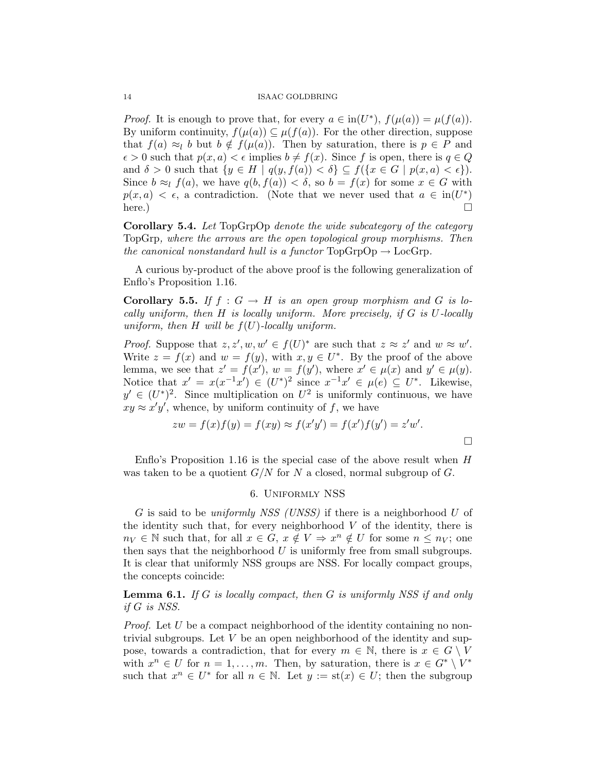*Proof.* It is enough to prove that, for every $a \in \text{in}(U^*)$, $f(\mu(a)) = \mu(f(a))$. By uniform continuity, $f(\mu(a)) \subseteq \mu(f(a))$. For the other direction, suppose that $f(a) \approx_l b$ but $b \notin f(\mu(a))$. Then by saturation, there is $p \in P$ and $\epsilon > 0$ such that $p(x, a) < \epsilon$ implies $b \neq f(x)$. Since $f$ is open, there is $q \in Q$ and $\delta > 0$ such that $\{y \in H \mid q(y, f(a)) < \delta\} \subseteq f(\{x \in G \mid p(x, a) < \epsilon\})$. Since $b \approx_l f(a)$, we have $q(b, f(a)) < \delta$, so $b = f(x)$ for some $x \in G$ with $p(x, a) < \epsilon$, a contradiction. (Note that we never used that $a \in \text{in}(U^*)$ here.) $\square$

**Corollary 5.4.** *Let* TopGrpOp *denote the wide subcategory of the category* TopGrp*, where the arrows are the open topological group morphisms. Then the canonical nonstandard hull is a functor* TopGrpOp $\to$ LocGrp.

A curious by-product of the above proof is the following generalization of Enflo's Proposition 1.16.

**Corollary 5.5.** *If $f : G \to H$ is an open group morphism and $G$ is locally uniform, then $H$ is locally uniform. More precisely, if $G$ is $U$-locally uniform, then $H$ will be $f(U)$-locally uniform.*

*Proof.* Suppose that $z, z', w, w' \in f(U)^*$ are such that $z \approx z'$ and $w \approx w'$. Write $z = f(x)$ and $w = f(y)$, with $x, y \in U^*$. By the proof of the above lemma, we see that $z' = f(x')$, $w = f(y')$, where $x' \in \mu(x)$ and $y' \in \mu(y)$. Notice that $x' = x(x^{-1}x') \in (U^*)^2$ since $x^{-1}x' \in \mu(e) \subseteq U^*$. Likewise, $y' \in (U^*)^2$. Since multiplication on $U^2$ is uniformly continuous, we have $xy \approx x'y'$, whence, by uniform continuity of $f$, we have

$$zw = f(x)f(y) = f(xy) \approx f(x'y') = f(x')f(y') = z'w'.$$

$\square$

Enflo's Proposition 1.16 is the special case of the above result when $H$ was taken to be a quotient $G/N$ for $N$ a closed, normal subgroup of $G$.

## 6. Uniformly NSS

$G$ is said to be *uniformly NSS (UNSS)* if there is a neighborhood $U$ of the identity such that, for every neighborhood $V$ of the identity, there is $n_V \in \mathbb{N}$ such that, for all $x \in G$, $x \notin V \Rightarrow x^n \notin U$ for some $n \leq n_V$; one then says that the neighborhood $U$ is uniformly free from small subgroups. It is clear that uniformly NSS groups are NSS. For locally compact groups, the concepts coincide:

**Lemma 6.1.** *If $G$ is locally compact, then $G$ is uniformly NSS if and only if $G$ is NSS.*

*Proof.* Let $U$ be a compact neighborhood of the identity containing no nontrivial subgroups. Let $V$ be an open neighborhood of the identity and suppose, towards a contradiction, that for every $m \in \mathbb{N}$, there is $x \in G \setminus V$ with $x^n \in U$ for $n = 1, \ldots, m$. Then, by saturation, there is $x \in G^* \setminus V^*$ such that $x^n \in U^*$ for all $n \in \mathbb{N}$. Let $y := \text{st}(x) \in U$; then the subgroup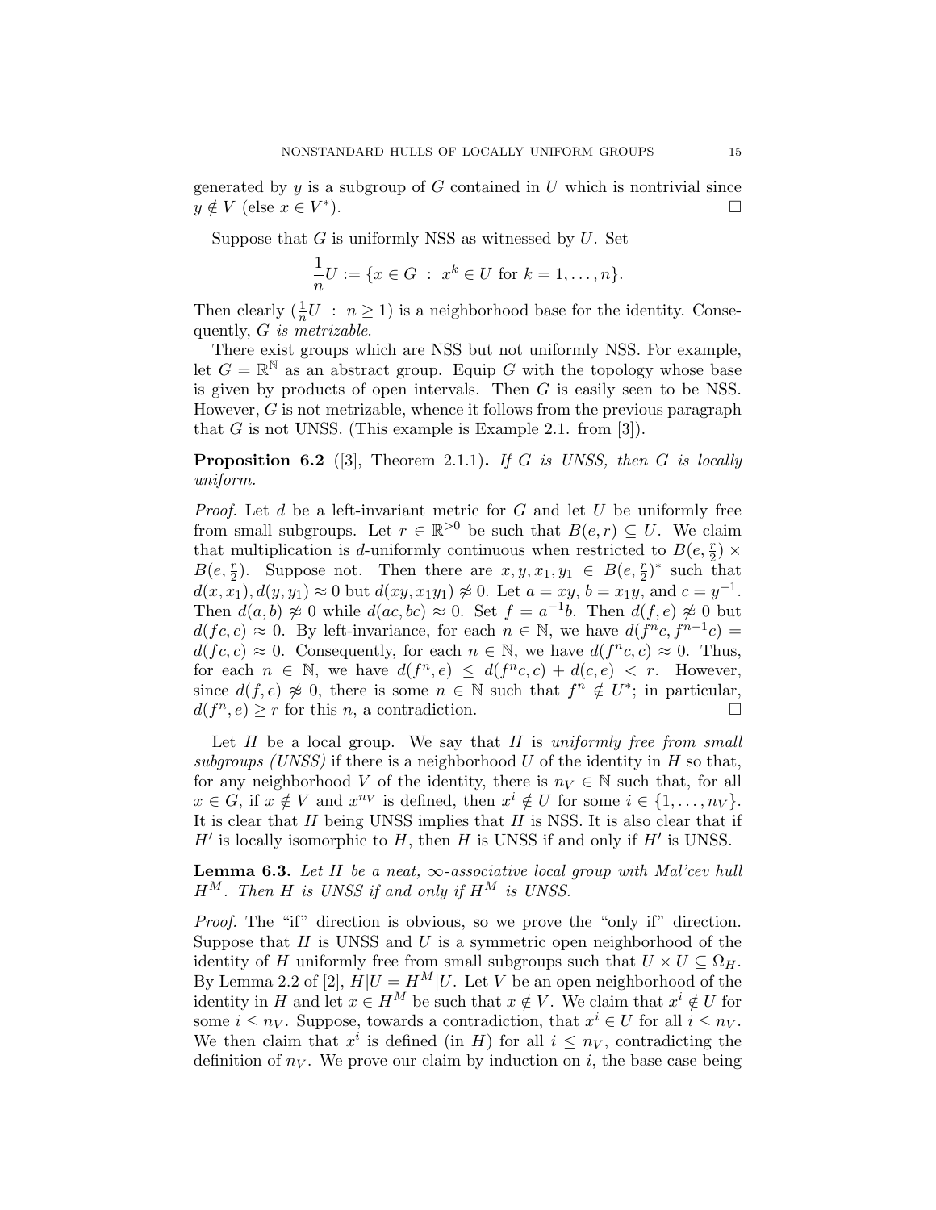generated by $y$ is a subgroup of $G$ contained in $U$ which is nontrivial since $y \notin V$ (else $x \in V^*$). □

Suppose that $G$ is uniformly NSS as witnessed by $U$. Set

$$\frac{1}{n}U := \{x \in G \ : \ x^k \in U \text{ for } k = 1, \ldots, n\}.$$

Then clearly $(\frac{1}{n}U \ : \ n \geq 1)$ is a neighborhood base for the identity. Consequently, *$G$ is metrizable.*

There exist groups which are NSS but not uniformly NSS. For example, let $G = \mathbb{R}^{\mathbb{N}}$ as an abstract group. Equip $G$ with the topology whose base is given by products of open intervals. Then $G$ is easily seen to be NSS. However, $G$ is not metrizable, whence it follows from the previous paragraph that $G$ is not UNSS. (This example is Example 2.1. from [3]).

**Proposition 6.2** ([3], Theorem 2.1.1)**.** *If $G$ is UNSS, then $G$ is locally uniform.*

*Proof.* Let $d$ be a left-invariant metric for $G$ and let $U$ be uniformly free from small subgroups. Let $r \in \mathbb{R}^{>0}$ be such that $B(e, r) \subseteq U$. We claim that multiplication is $d$-uniformly continuous when restricted to $B(e, \frac{r}{2}) \times B(e, \frac{r}{2})$. Suppose not. Then there are $x, y, x_1, y_1 \in B(e, \frac{r}{2})^*$ such that $d(x, x_1), d(y, y_1) \approx 0$ but $d(xy, x_1y_1) \not\approx 0$. Let $a = xy$, $b = x_1y$, and $c = y^{-1}$. Then $d(a, b) \not\approx 0$ while $d(ac, bc) \approx 0$. Set $f = a^{-1}b$. Then $d(f, e) \not\approx 0$ but $d(fc, c) \approx 0$. By left-invariance, for each $n \in \mathbb{N}$, we have $d(f^n c, f^{n-1}c) = d(fc, c) \approx 0$. Consequently, for each $n \in \mathbb{N}$, we have $d(f^n c, c) \approx 0$. Thus, for each $n \in \mathbb{N}$, we have $d(f^n, e) \leq d(f^n c, c) + d(c, e) < r$. However, since $d(f, e) \not\approx 0$, there is some $n \in \mathbb{N}$ such that $f^n \notin U^*$; in particular, $d(f^n, e) \geq r$ for this $n$, a contradiction. □

Let $H$ be a local group. We say that $H$ is *uniformly free from small subgroups (UNSS)* if there is a neighborhood $U$ of the identity in $H$ so that, for any neighborhood $V$ of the identity, there is $n_V \in \mathbb{N}$ such that, for all $x \in G$, if $x \notin V$ and $x^{n_V}$ is defined, then $x^i \notin U$ for some $i \in \{1, \ldots, n_V\}$. It is clear that $H$ being UNSS implies that $H$ is NSS. It is also clear that if $H'$ is locally isomorphic to $H$, then $H$ is UNSS if and only if $H'$ is UNSS.

**Lemma 6.3.** *Let $H$ be a neat, $\infty$-associative local group with Mal'cev hull $H^M$. Then $H$ is UNSS if and only if $H^M$ is UNSS.*

*Proof.* The "if" direction is obvious, so we prove the "only if" direction. Suppose that $H$ is UNSS and $U$ is a symmetric open neighborhood of the identity of $H$ uniformly free from small subgroups such that $U \times U \subseteq \Omega_H$. By Lemma 2.2 of [2], $H|U = H^M|U$. Let $V$ be an open neighborhood of the identity in $H$ and let $x \in H^M$ be such that $x \notin V$. We claim that $x^i \notin U$ for some $i \leq n_V$. Suppose, towards a contradiction, that $x^i \in U$ for all $i \leq n_V$. We then claim that $x^i$ is defined (in $H$) for all $i \leq n_V$, contradicting the definition of $n_V$. We prove our claim by induction on $i$, the base case being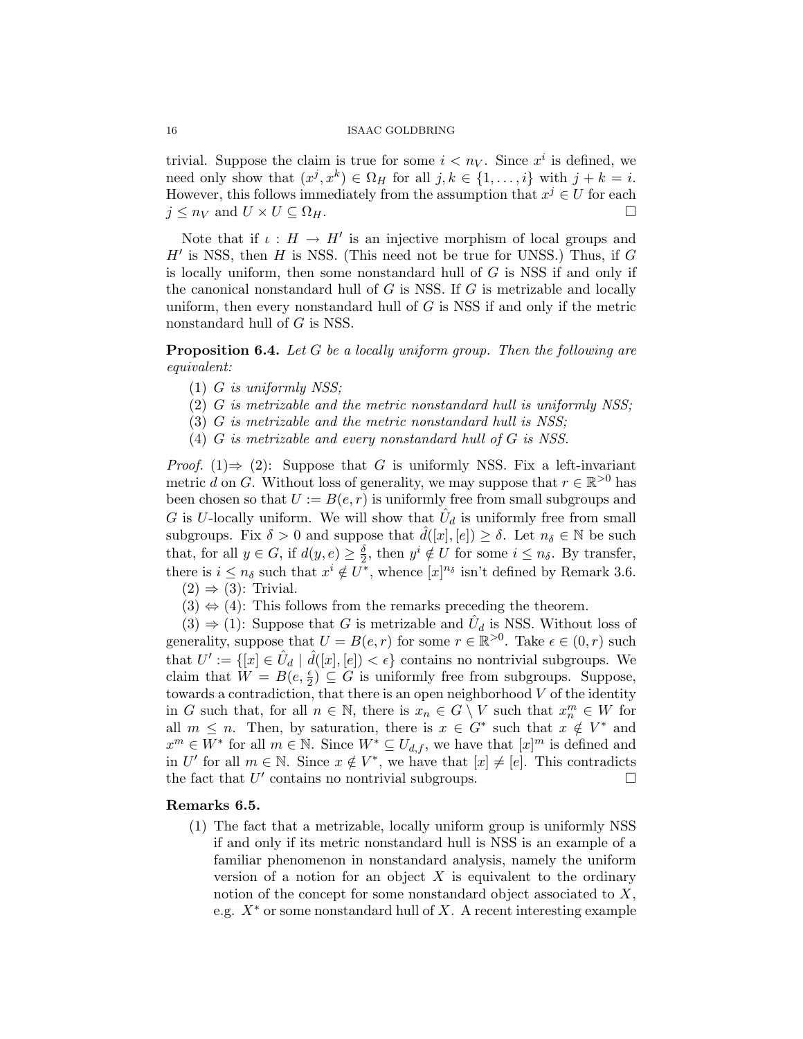trivial. Suppose the claim is true for some $i < n_V$. Since $x^i$ is defined, we need only show that $(x^j, x^k) \in \Omega_H$ for all $j, k \in \{1, \ldots, i\}$ with $j + k = i$. However, this follows immediately from the assumption that $x^j \in U$ for each $j \leq n_V$ and $U \times U \subseteq \Omega_H$. $\square$

Note that if $\iota : H \to H'$ is an injective morphism of local groups and $H'$ is NSS, then $H$ is NSS. (This need not be true for UNSS.) Thus, if $G$ is locally uniform, then some nonstandard hull of $G$ is NSS if and only if the canonical nonstandard hull of $G$ is NSS. If $G$ is metrizable and locally uniform, then every nonstandard hull of $G$ is NSS if and only if the metric nonstandard hull of $G$ is NSS.

**Proposition 6.4.** *Let $G$ be a locally uniform group. Then the following are equivalent:*

1. *$G$ is uniformly NSS;*
2. *$G$ is metrizable and the metric nonstandard hull is uniformly NSS;*
3. *$G$ is metrizable and the metric nonstandard hull is NSS;*
4. *$G$ is metrizable and every nonstandard hull of $G$ is NSS.*

*Proof.* (1)$\Rightarrow$ (2): Suppose that $G$ is uniformly NSS. Fix a left-invariant metric $d$ on $G$. Without loss of generality, we may suppose that $r \in \mathbb{R}^{>0}$ has been chosen so that $U := B(e, r)$ is uniformly free from small subgroups and $G$ is $U$-locally uniform. We will show that $\hat{U}_d$ is uniformly free from small subgroups. Fix $\delta > 0$ and suppose that $\hat{d}([x], [e]) \geq \delta$. Let $n_\delta \in \mathbb{N}$ be such that, for all $y \in G$, if $d(y, e) \geq \frac{\delta}{2}$, then $y^i \notin U$ for some $i \leq n_\delta$. By transfer, there is $i \leq n_\delta$ such that $x^i \notin U^*$, whence $[x]^{n_\delta}$ isn't defined by Remark 3.6.

(2) $\Rightarrow$ (3): Trivial.

(3) $\Leftrightarrow$ (4): This follows from the remarks preceding the theorem.

(3) $\Rightarrow$ (1): Suppose that $G$ is metrizable and $\hat{U}_d$ is NSS. Without loss of generality, suppose that $U = B(e, r)$ for some $r \in \mathbb{R}^{>0}$. Take $\epsilon \in (0, r)$ such that $U' := \{[x] \in \hat{U}_d \mid \hat{d}([x], [e]) < \epsilon\}$ contains no nontrivial subgroups. We claim that $W = B(e, \frac{\epsilon}{2}) \subseteq G$ is uniformly free from subgroups. Suppose, towards a contradiction, that there is an open neighborhood $V$ of the identity in $G$ such that, for all $n \in \mathbb{N}$, there is $x_n \in G \setminus V$ such that $x_n^m \in W$ for all $m \leq n$. Then, by saturation, there is $x \in G^*$ such that $x \notin V^*$ and $x^m \in W^*$ for all $m \in \mathbb{N}$. Since $W^* \subseteq U_{d,f}$, we have that $[x]^m$ is defined and in $U'$ for all $m \in \mathbb{N}$. Since $x \notin V^*$, we have that $[x] \neq [e]$. This contradicts the fact that $U'$ contains no nontrivial subgroups. $\square$

**Remarks 6.5.**

1. The fact that a metrizable, locally uniform group is uniformly NSS if and only if its metric nonstandard hull is NSS is an example of a familiar phenomenon in nonstandard analysis, namely the uniform version of a notion for an object $X$ is equivalent to the ordinary notion of the concept for some nonstandard object associated to $X$, e.g. $X^*$ or some nonstandard hull of $X$. A recent interesting example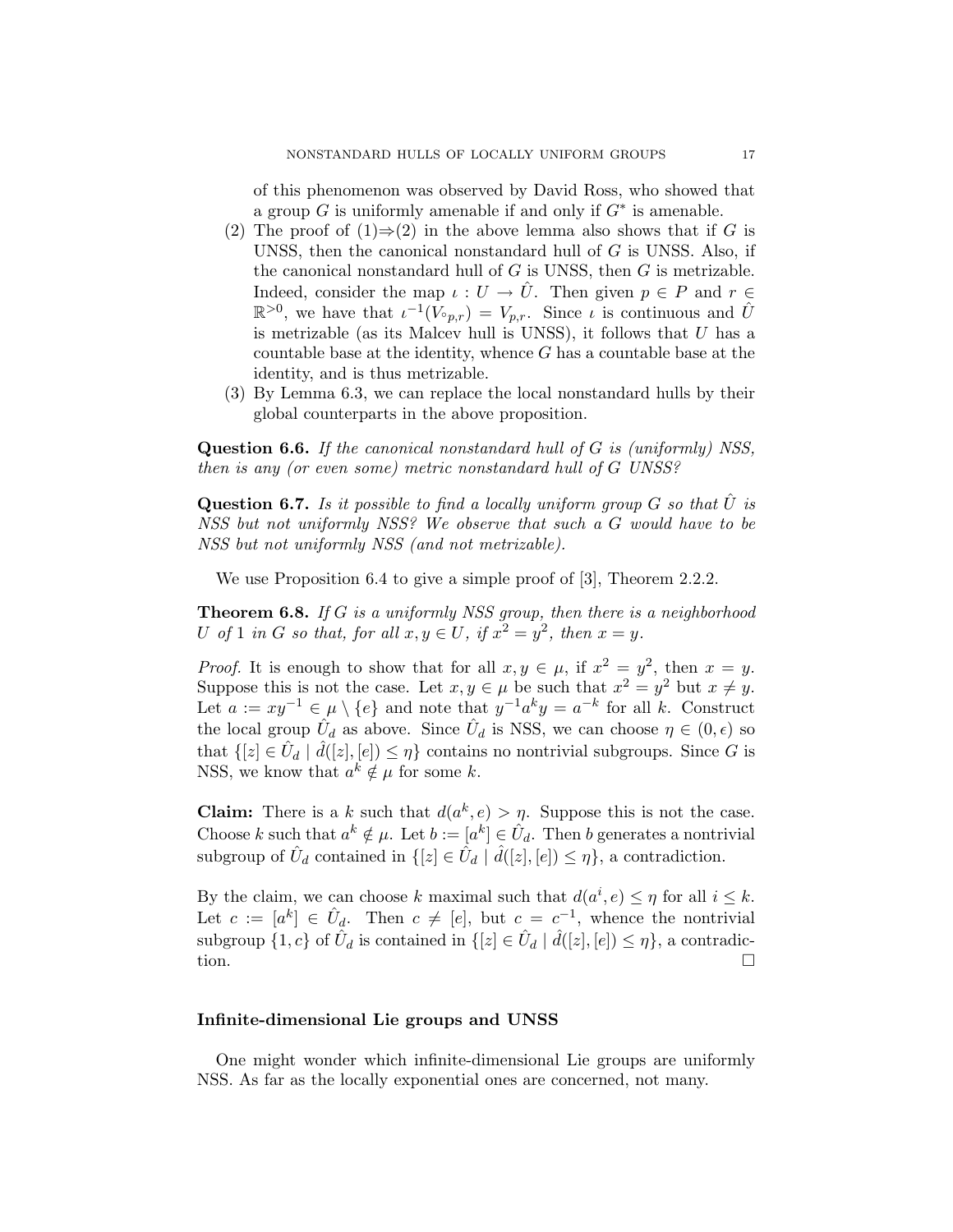of this phenomenon was observed by David Ross, who showed that a group $G$ is uniformly amenable if and only if $G^*$ is amenable.

(2) The proof of (1)⇒(2) in the above lemma also shows that if $G$ is UNSS, then the canonical nonstandard hull of $G$ is UNSS. Also, if the canonical nonstandard hull of $G$ is UNSS, then $G$ is metrizable. Indeed, consider the map $\iota : U \to \hat{U}$. Then given $p \in P$ and $r \in \mathbb{R}^{>0}$, we have that $\iota^{-1}(V_{\circ p,r}) = V_{p,r}$. Since $\iota$ is continuous and $\hat{U}$ is metrizable (as its Malcev hull is UNSS), it follows that $U$ has a countable base at the identity, whence $G$ has a countable base at the identity, and is thus metrizable.

(3) By Lemma 6.3, we can replace the local nonstandard hulls by their global counterparts in the above proposition.

**Question 6.6.** *If the canonical nonstandard hull of $G$ is (uniformly) NSS, then is any (or even some) metric nonstandard hull of $G$ UNSS?*

**Question 6.7.** *Is it possible to find a locally uniform group $G$ so that $\hat{U}$ is NSS but not uniformly NSS? We observe that such a $G$ would have to be NSS but not uniformly NSS (and not metrizable).*

We use Proposition 6.4 to give a simple proof of [3], Theorem 2.2.2.

**Theorem 6.8.** *If $G$ is a uniformly NSS group, then there is a neighborhood $U$ of 1 in $G$ so that, for all $x, y \in U$, if $x^2 = y^2$, then $x = y$.*

*Proof.* It is enough to show that for all $x, y \in \mu$, if $x^2 = y^2$, then $x = y$. Suppose this is not the case. Let $x, y \in \mu$ be such that $x^2 = y^2$ but $x \neq y$. Let $a := xy^{-1} \in \mu \setminus \{e\}$ and note that $y^{-1}a^k y = a^{-k}$ for all $k$. Construct the local group $\hat{U}_d$ as above. Since $\hat{U}_d$ is NSS, we can choose $\eta \in (0, \epsilon)$ so that $\{[z] \in \hat{U}_d \mid \hat{d}([z], [e]) \leq \eta\}$ contains no nontrivial subgroups. Since $G$ is NSS, we know that $a^k \notin \mu$ for some $k$.

**Claim:** There is a $k$ such that $d(a^k, e) > \eta$. Suppose this is not the case. Choose $k$ such that $a^k \notin \mu$. Let $b := [a^k] \in \hat{U}_d$. Then $b$ generates a nontrivial subgroup of $\hat{U}_d$ contained in $\{[z] \in \hat{U}_d \mid \hat{d}([z], [e]) \leq \eta\}$, a contradiction.

By the claim, we can choose $k$ maximal such that $d(a^i, e) \leq \eta$ for all $i \leq k$. Let $c := [a^k] \in \hat{U}_d$. Then $c \neq [e]$, but $c = c^{-1}$, whence the nontrivial subgroup $\{1, c\}$ of $\hat{U}_d$ is contained in $\{[z] \in \hat{U}_d \mid \hat{d}([z], [e]) \leq \eta\}$, a contradiction. □

**Infinite-dimensional Lie groups and UNSS**

One might wonder which infinite-dimensional Lie groups are uniformly NSS. As far as the locally exponential ones are concerned, not many.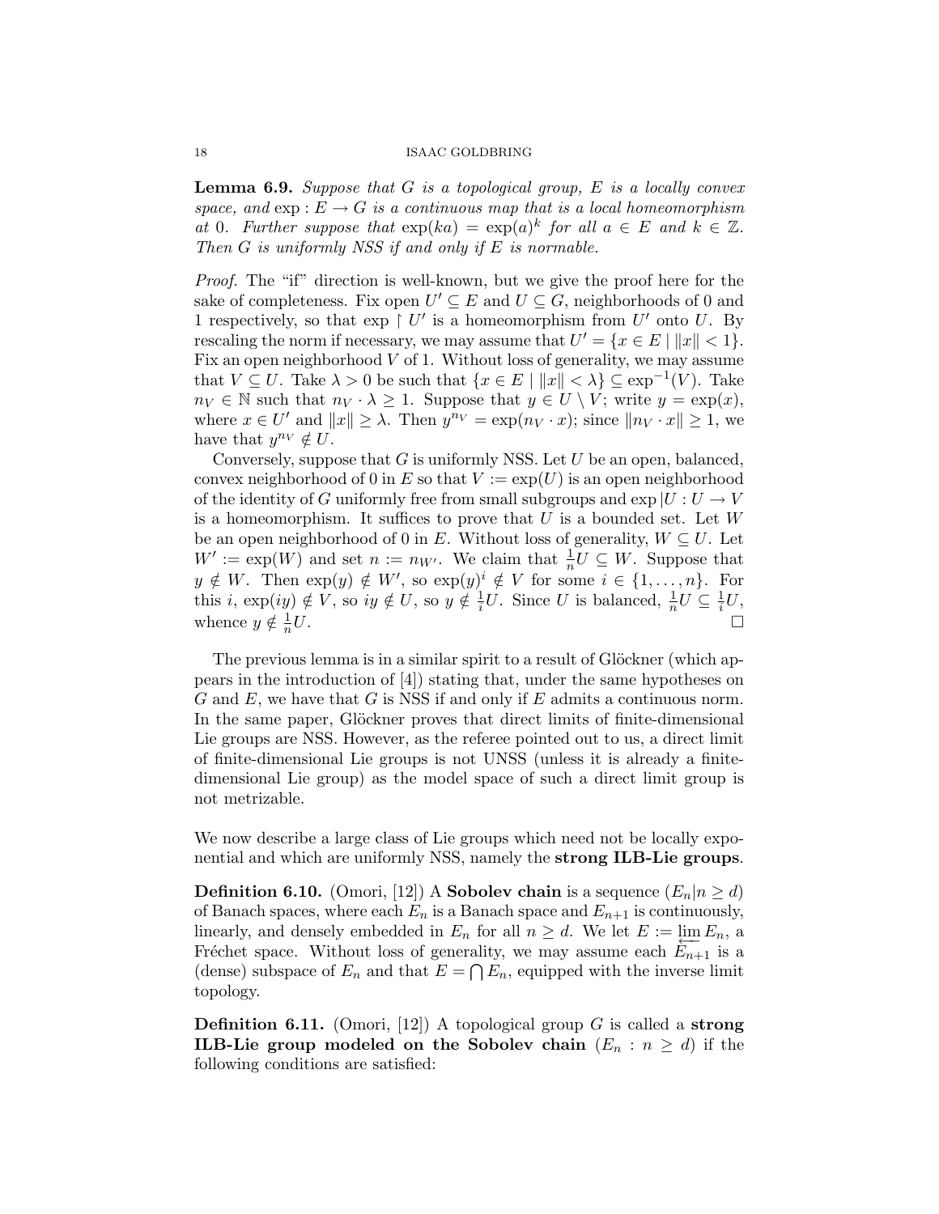**Lemma 6.9.** *Suppose that $G$ is a topological group, $E$ is a locally convex space, and $\exp : E \to G$ is a continuous map that is a local homeomorphism at 0. Further suppose that $\exp(ka) = \exp(a)^k$ for all $a \in E$ and $k \in \mathbb{Z}$. Then $G$ is uniformly NSS if and only if $E$ is normable.*

*Proof.* The "if" direction is well-known, but we give the proof here for the sake of completeness. Fix open $U' \subseteq E$ and $U \subseteq G$, neighborhoods of 0 and 1 respectively, so that $\exp \restriction U'$ is a homeomorphism from $U'$ onto $U$. By rescaling the norm if necessary, we may assume that $U' = \{x \in E \mid \|x\| < 1\}$. Fix an open neighborhood $V$ of 1. Without loss of generality, we may assume that $V \subseteq U$. Take $\lambda > 0$ be such that $\{x \in E \mid \|x\| < \lambda\} \subseteq \exp^{-1}(V)$. Take $n_V \in \mathbb{N}$ such that $n_V \cdot \lambda \geq 1$. Suppose that $y \in U \setminus V$; write $y = \exp(x)$, where $x \in U'$ and $\|x\| \geq \lambda$. Then $y^{n_V} = \exp(n_V \cdot x)$; since $\|n_V \cdot x\| \geq 1$, we have that $y^{n_V} \notin U$.

Conversely, suppose that $G$ is uniformly NSS. Let $U$ be an open, balanced, convex neighborhood of 0 in $E$ so that $V := \exp(U)$ is an open neighborhood of the identity of $G$ uniformly free from small subgroups and $\exp|U : U \to V$ is a homeomorphism. It suffices to prove that $U$ is a bounded set. Let $W$ be an open neighborhood of 0 in $E$. Without loss of generality, $W \subseteq U$. Let $W' := \exp(W)$ and set $n := n_{W'}$. We claim that $\frac{1}{n}U \subseteq W$. Suppose that $y \notin W$. Then $\exp(y) \notin W'$, so $\exp(y)^i \notin V$ for some $i \in \{1, \ldots, n\}$. For this $i$, $\exp(iy) \notin V$, so $iy \notin U$, so $y \notin \frac{1}{i}U$. Since $U$ is balanced, $\frac{1}{n}U \subseteq \frac{1}{i}U$, whence $y \notin \frac{1}{n}U$. $\square$

The previous lemma is in a similar spirit to a result of Glöckner (which appears in the introduction of [4]) stating that, under the same hypotheses on $G$ and $E$, we have that $G$ is NSS if and only if $E$ admits a continuous norm. In the same paper, Glöckner proves that direct limits of finite-dimensional Lie groups are NSS. However, as the referee pointed out to us, a direct limit of finite-dimensional Lie groups is not UNSS (unless it is already a finite-dimensional Lie group) as the model space of such a direct limit group is not metrizable.

We now describe a large class of Lie groups which need not be locally exponential and which are uniformly NSS, namely the **strong ILB-Lie groups**.

**Definition 6.10.** (Omori, [12]) A **Sobolev chain** is a sequence $(E_n | n \geq d)$ of Banach spaces, where each $E_n$ is a Banach space and $E_{n+1}$ is continuously, linearly, and densely embedded in $E_n$ for all $n \geq d$. We let $E := \varprojlim E_n$, a Fréchet space. Without loss of generality, we may assume each $E_{n+1}$ is a (dense) subspace of $E_n$ and that $E = \bigcap E_n$, equipped with the inverse limit topology.

**Definition 6.11.** (Omori, [12]) A topological group $G$ is called a **strong ILB-Lie group modeled on the Sobolev chain** $(E_n : n \geq d)$ if the following conditions are satisfied: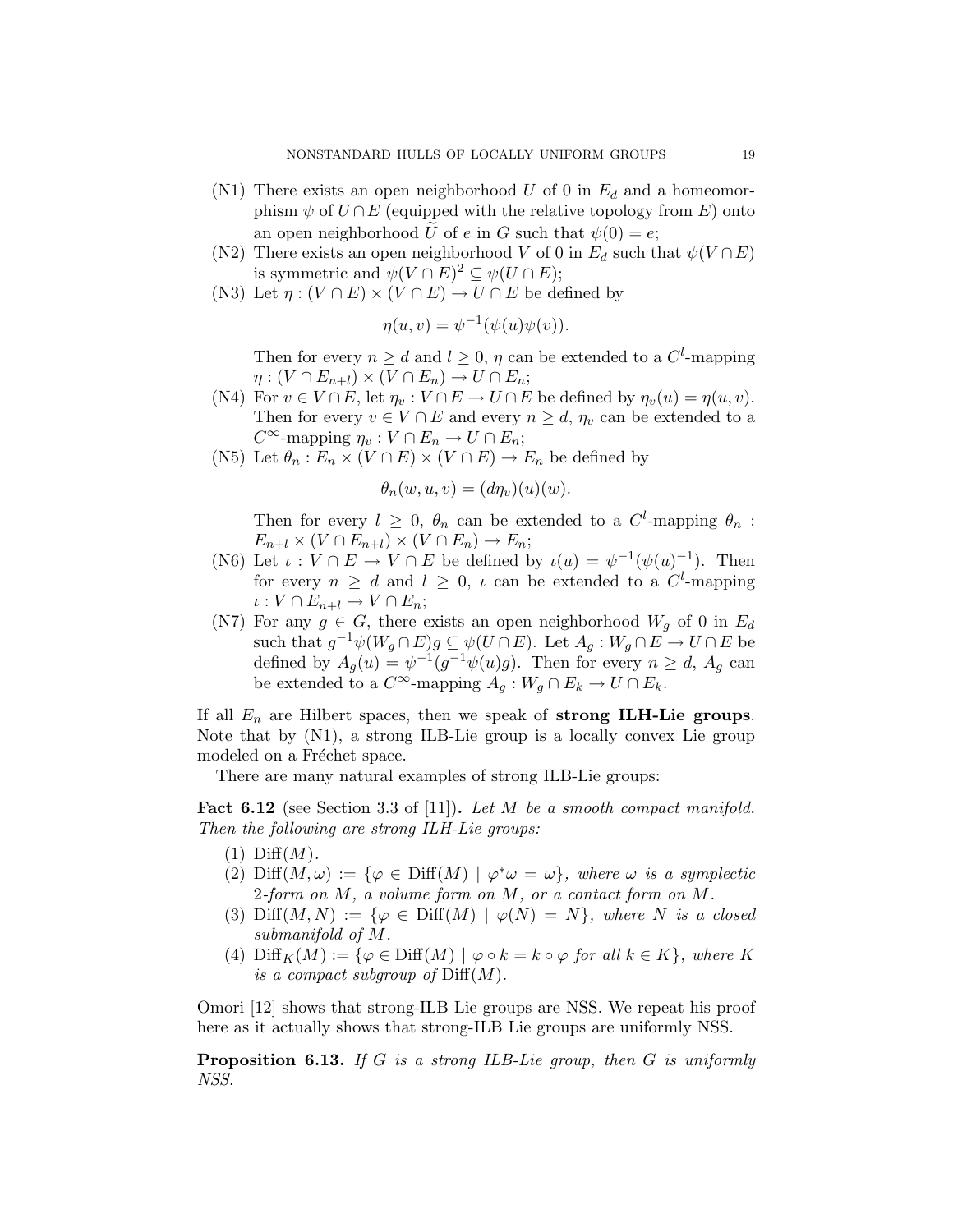- (N1) There exists an open neighborhood $U$ of 0 in $E_d$ and a homeomorphism $\psi$ of $U \cap E$ (equipped with the relative topology from $E$) onto an open neighborhood $\widetilde{U}$ of $e$ in $G$ such that $\psi(0) = e$;
- (N2) There exists an open neighborhood $V$ of 0 in $E_d$ such that $\psi(V \cap E)$ is symmetric and $\psi(V \cap E)^2 \subseteq \psi(U \cap E)$;
- (N3) Let $\eta : (V \cap E) \times (V \cap E) \to U \cap E$ be defined by
$$\eta(u, v) = \psi^{-1}(\psi(u)\psi(v)).$$
Then for every $n \geq d$ and $l \geq 0$, $\eta$ can be extended to a $C^l$-mapping $\eta : (V \cap E_{n+l}) \times (V \cap E_n) \to U \cap E_n$;
- (N4) For $v \in V \cap E$, let $\eta_v : V \cap E \to U \cap E$ be defined by $\eta_v(u) = \eta(u, v)$. Then for every $v \in V \cap E$ and every $n \geq d$, $\eta_v$ can be extended to a $C^\infty$-mapping $\eta_v : V \cap E_n \to U \cap E_n$;
- (N5) Let $\theta_n : E_n \times (V \cap E) \times (V \cap E) \to E_n$ be defined by
$$\theta_n(w, u, v) = (d\eta_v)(u)(w).$$
Then for every $l \geq 0$, $\theta_n$ can be extended to a $C^l$-mapping $\theta_n : E_{n+l} \times (V \cap E_{n+l}) \times (V \cap E_n) \to E_n$;
- (N6) Let $\iota : V \cap E \to V \cap E$ be defined by $\iota(u) = \psi^{-1}(\psi(u)^{-1})$. Then for every $n \geq d$ and $l \geq 0$, $\iota$ can be extended to a $C^l$-mapping $\iota : V \cap E_{n+l} \to V \cap E_n$;
- (N7) For any $g \in G$, there exists an open neighborhood $W_g$ of 0 in $E_d$ such that $g^{-1}\psi(W_g \cap E)g \subseteq \psi(U \cap E)$. Let $A_g : W_g \cap E \to U \cap E$ be defined by $A_g(u) = \psi^{-1}(g^{-1}\psi(u)g)$. Then for every $n \geq d$, $A_g$ can be extended to a $C^\infty$-mapping $A_g : W_g \cap E_k \to U \cap E_k$.

If all $E_n$ are Hilbert spaces, then we speak of **strong ILH-Lie groups**. Note that by (N1), a strong ILB-Lie group is a locally convex Lie group modeled on a Fréchet space.

There are many natural examples of strong ILB-Lie groups:

**Fact 6.12** (see Section 3.3 of [11])**.** *Let $M$ be a smooth compact manifold. Then the following are strong ILH-Lie groups:*

1. $\mathrm{Diff}(M)$.
2. $\mathrm{Diff}(M, \omega) := \{\varphi \in \mathrm{Diff}(M) \mid \varphi^*\omega = \omega\}$*, where $\omega$ is a symplectic 2-form on $M$, a volume form on $M$, or a contact form on $M$.*
3. $\mathrm{Diff}(M, N) := \{\varphi \in \mathrm{Diff}(M) \mid \varphi(N) = N\}$*, where $N$ is a closed submanifold of $M$.*
4. $\mathrm{Diff}_K(M) := \{\varphi \in \mathrm{Diff}(M) \mid \varphi \circ k = k \circ \varphi \text{ for all } k \in K\}$*, where $K$ is a compact subgroup of $\mathrm{Diff}(M)$.*

Omori [12] shows that strong-ILB Lie groups are NSS. We repeat his proof here as it actually shows that strong-ILB Lie groups are uniformly NSS.

**Proposition 6.13.** *If $G$ is a strong ILB-Lie group, then $G$ is uniformly NSS.*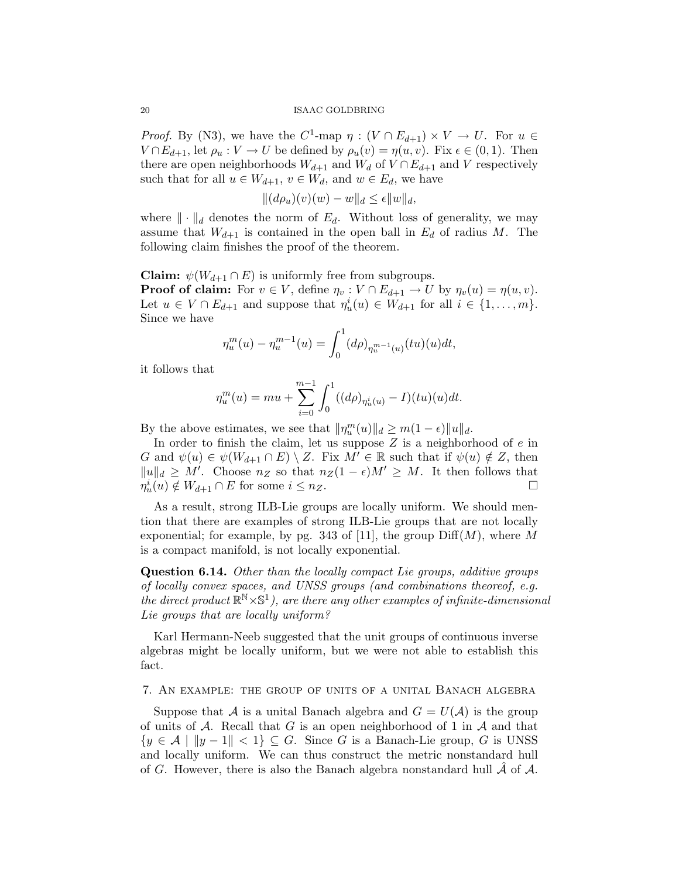*Proof.* By (N3), we have the $C^1$-map $\eta : (V \cap E_{d+1}) \times V \to U$. For $u \in V \cap E_{d+1}$, let $\rho_u : V \to U$ be defined by $\rho_u(v) = \eta(u,v)$. Fix $\epsilon \in (0,1)$. Then there are open neighborhoods $W_{d+1}$ and $W_d$ of $V \cap E_{d+1}$ and $V$ respectively such that for all $u \in W_{d+1}$, $v \in W_d$, and $w \in E_d$, we have

$$\|(d\rho_u)(v)(w) - w\|_d \leq \epsilon \|w\|_d,$$

where $\| \cdot \|_d$ denotes the norm of $E_d$. Without loss of generality, we may assume that $W_{d+1}$ is contained in the open ball in $E_d$ of radius $M$. The following claim finishes the proof of the theorem.

**Claim:** $\psi(W_{d+1} \cap E)$ is uniformly free from subgroups.
**Proof of claim:** For $v \in V$, define $\eta_v : V \cap E_{d+1} \to U$ by $\eta_v(u) = \eta(u,v)$. Let $u \in V \cap E_{d+1}$ and suppose that $\eta_u^i(u) \in W_{d+1}$ for all $i \in \{1, \ldots, m\}$. Since we have

$$\eta_u^m(u) - \eta_u^{m-1}(u) = \int_0^1 (d\rho)_{\eta_u^{m-1}(u)}(tu)(u)dt,$$

it follows that

$$\eta_u^m(u) = mu + \sum_{i=0}^{m-1} \int_0^1 ((d\rho)_{\eta_u^i(u)} - I)(tu)(u)dt.$$

By the above estimates, we see that $\|\eta_u^m(u)\|_d \geq m(1-\epsilon)\|u\|_d$.

In order to finish the claim, let us suppose $Z$ is a neighborhood of $e$ in $G$ and $\psi(u) \in \psi(W_{d+1} \cap E) \setminus Z$. Fix $M' \in \mathbb{R}$ such that if $\psi(u) \notin Z$, then $\|u\|_d \geq M'$. Choose $n_Z$ so that $n_Z(1-\epsilon)M' \geq M$. It then follows that $\eta_u^i(u) \notin W_{d+1} \cap E$ for some $i \leq n_Z$. $\square$

As a result, strong ILB-Lie groups are locally uniform. We should mention that there are examples of strong ILB-Lie groups that are not locally exponential; for example, by pg. 343 of [11], the group $\mathrm{Diff}(M)$, where $M$ is a compact manifold, is not locally exponential.

**Question 6.14.** *Other than the locally compact Lie groups, additive groups of locally convex spaces, and UNSS groups (and combinations theoreof, e.g. the direct product $\mathbb{R}^{\mathbb{N}} \times \mathbb{S}^1$), are there any other examples of infinite-dimensional Lie groups that are locally uniform?*

Karl Hermann-Neeb suggested that the unit groups of continuous inverse algebras might be locally uniform, but we were not able to establish this fact.

## 7. An example: the group of units of a unital Banach algebra

Suppose that $\mathcal{A}$ is a unital Banach algebra and $G = U(\mathcal{A})$ is the group of units of $\mathcal{A}$. Recall that $G$ is an open neighborhood of 1 in $\mathcal{A}$ and that $\{y \in \mathcal{A} \mid \|y - 1\| < 1\} \subseteq G$. Since $G$ is a Banach-Lie group, $G$ is UNSS and locally uniform. We can thus construct the metric nonstandard hull of $G$. However, there is also the Banach algebra nonstandard hull $\hat{\mathcal{A}}$ of $\mathcal{A}$.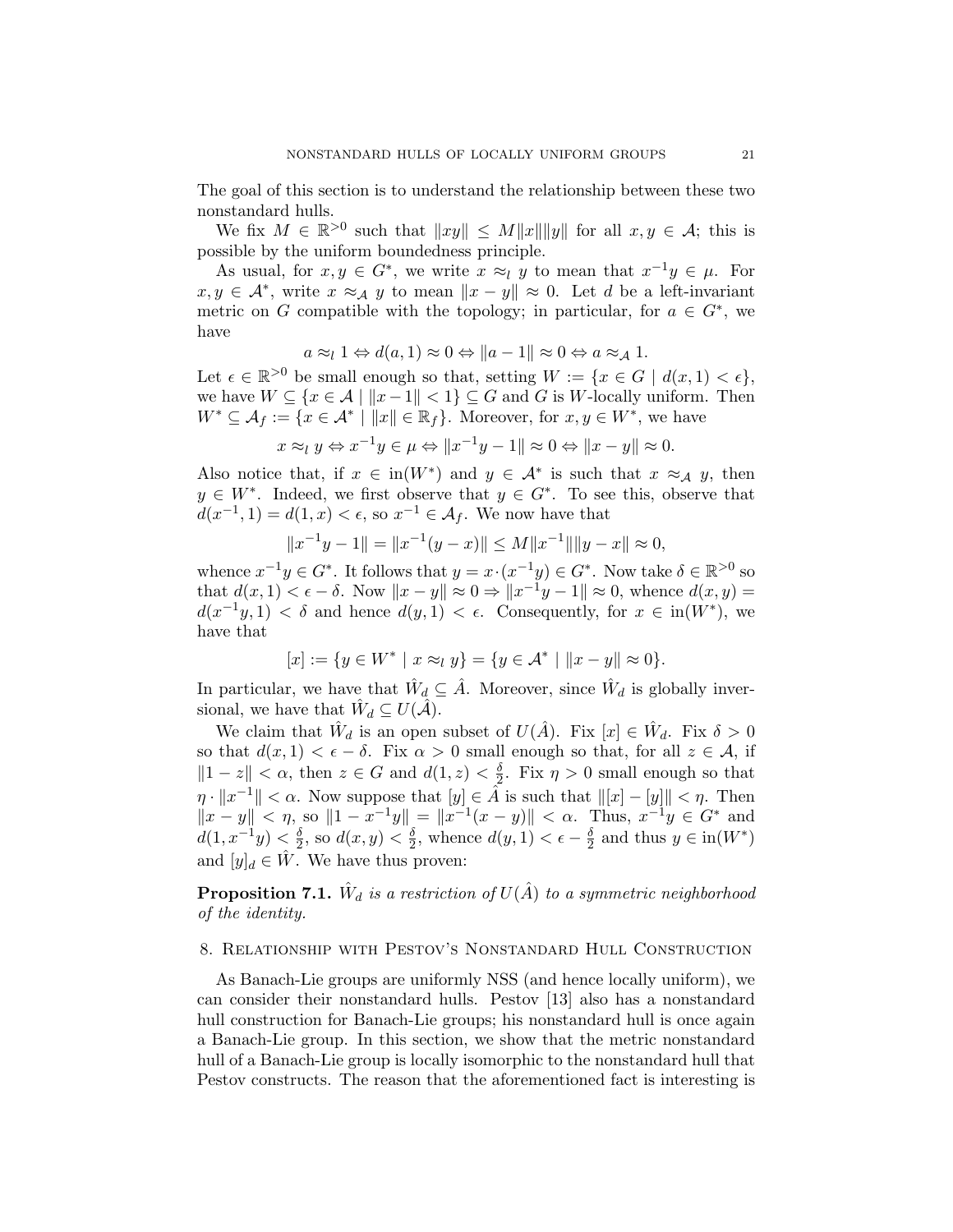The goal of this section is to understand the relationship between these two nonstandard hulls.

We fix $M \in \mathbb{R}^{>0}$ such that $\|xy\| \leq M\|x\|\|y\|$ for all $x, y \in \mathcal{A}$; this is possible by the uniform boundedness principle.

As usual, for $x, y \in G^*$, we write $x \approx_l y$ to mean that $x^{-1}y \in \mu$. For $x, y \in \mathcal{A}^*$, write $x \approx_{\mathcal{A}} y$ to mean $\|x - y\| \approx 0$. Let $d$ be a left-invariant metric on $G$ compatible with the topology; in particular, for $a \in G^*$, we have

$$a \approx_l 1 \Leftrightarrow d(a, 1) \approx 0 \Leftrightarrow \|a - 1\| \approx 0 \Leftrightarrow a \approx_{\mathcal{A}} 1.$$

Let $\epsilon \in \mathbb{R}^{>0}$ be small enough so that, setting $W := \{x \in G \mid d(x, 1) < \epsilon\}$, we have $W \subseteq \{x \in \mathcal{A} \mid \|x - 1\| < 1\} \subseteq G$ and $G$ is $W$-locally uniform. Then $W^* \subseteq \mathcal{A}_f := \{x \in \mathcal{A}^* \mid \|x\| \in \mathbb{R}_f\}$. Moreover, for $x, y \in W^*$, we have

$$x \approx_l y \Leftrightarrow x^{-1}y \in \mu \Leftrightarrow \|x^{-1}y - 1\| \approx 0 \Leftrightarrow \|x - y\| \approx 0.$$

Also notice that, if $x \in \text{in}(W^*)$ and $y \in \mathcal{A}^*$ is such that $x \approx_{\mathcal{A}} y$, then $y \in W^*$. Indeed, we first observe that $y \in G^*$. To see this, observe that $d(x^{-1}, 1) = d(1, x) < \epsilon$, so $x^{-1} \in \mathcal{A}_f$. We now have that

$$\|x^{-1}y - 1\| = \|x^{-1}(y - x)\| \leq M\|x^{-1}\|\|y - x\| \approx 0,$$

whence $x^{-1}y \in G^*$. It follows that $y = x \cdot (x^{-1}y) \in G^*$. Now take $\delta \in \mathbb{R}^{>0}$ so that $d(x, 1) < \epsilon - \delta$. Now $\|x - y\| \approx 0 \Rightarrow \|x^{-1}y - 1\| \approx 0$, whence $d(x, y) = d(x^{-1}y, 1) < \delta$ and hence $d(y, 1) < \epsilon$. Consequently, for $x \in \text{in}(W^*)$, we have that

$$[x] := \{y \in W^* \mid x \approx_l y\} = \{y \in \mathcal{A}^* \mid \|x - y\| \approx 0\}.$$

In particular, we have that $\hat{W}_d \subseteq \hat{A}$. Moreover, since $\hat{W}_d$ is globally inversional, we have that $\hat{W}_d \subseteq U(\hat{A})$.

We claim that $\hat{W}_d$ is an open subset of $U(\hat{A})$. Fix $[x] \in \hat{W}_d$. Fix $\delta > 0$ so that $d(x, 1) < \epsilon - \delta$. Fix $\alpha > 0$ small enough so that, for all $z \in \mathcal{A}$, if $\|1 - z\| < \alpha$, then $z \in G$ and $d(1, z) < \frac{\delta}{2}$. Fix $\eta > 0$ small enough so that $\eta \cdot \|x^{-1}\| < \alpha$. Now suppose that $[y] \in \hat{A}$ is such that $\|[x] - [y]\| < \eta$. Then $\|x - y\| < \eta$, so $\|1 - x^{-1}y\| = \|x^{-1}(x - y)\| < \alpha$. Thus, $x^{-1}y \in G^*$ and $d(1, x^{-1}y) < \frac{\delta}{2}$, so $d(x, y) < \frac{\delta}{2}$, whence $d(y, 1) < \epsilon - \frac{\delta}{2}$ and thus $y \in \text{in}(W^*)$ and $[y]_d \in \hat{W}$. We have thus proven:

**Proposition 7.1.** *$\hat{W}_d$ is a restriction of $U(\hat{A})$ to a symmetric neighborhood of the identity.*

## 8. Relationship with Pestov's Nonstandard Hull Construction

As Banach-Lie groups are uniformly NSS (and hence locally uniform), we can consider their nonstandard hulls. Pestov [13] also has a nonstandard hull construction for Banach-Lie groups; his nonstandard hull is once again a Banach-Lie group. In this section, we show that the metric nonstandard hull of a Banach-Lie group is locally isomorphic to the nonstandard hull that Pestov constructs. The reason that the aforementioned fact is interesting is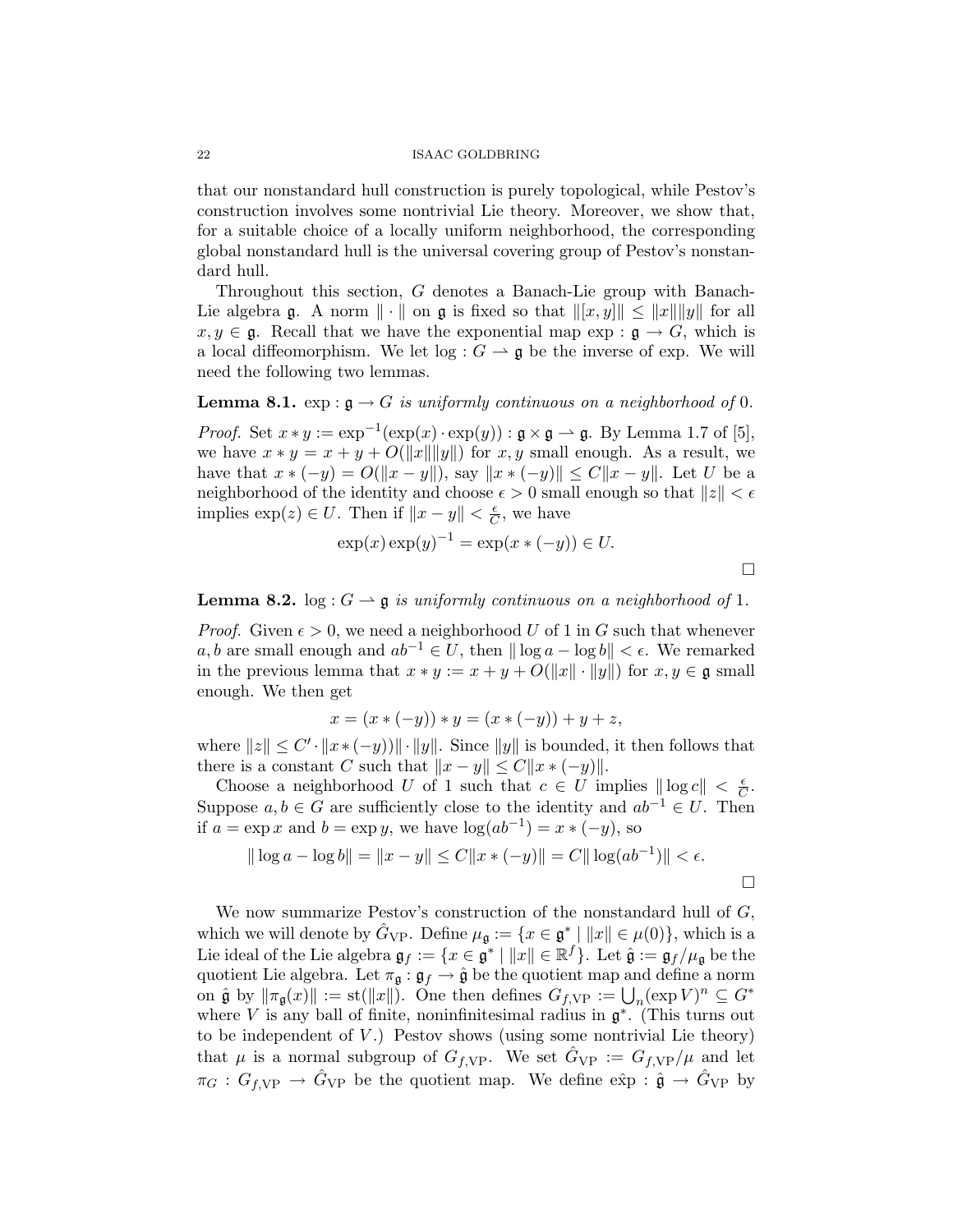that our nonstandard hull construction is purely topological, while Pestov's construction involves some nontrivial Lie theory. Moreover, we show that, for a suitable choice of a locally uniform neighborhood, the corresponding global nonstandard hull is the universal covering group of Pestov's nonstandard hull.

Throughout this section, $G$ denotes a Banach-Lie group with Banach-Lie algebra $\mathfrak{g}$. A norm $\|\cdot\|$ on $\mathfrak{g}$ is fixed so that $\|[x,y]\| \leq \|x\|\|y\|$ for all $x, y \in \mathfrak{g}$. Recall that we have the exponential map $\exp : \mathfrak{g} \to G$, which is a local diffeomorphism. We let $\log : G \rightharpoonup \mathfrak{g}$ be the inverse of exp. We will need the following two lemmas.

**Lemma 8.1.** *$\exp : \mathfrak{g} \to G$ is uniformly continuous on a neighborhood of* 0*.*

*Proof.* Set $x * y := \exp^{-1}(\exp(x) \cdot \exp(y)) : \mathfrak{g} \times \mathfrak{g} \rightharpoonup \mathfrak{g}$. By Lemma 1.7 of [5], we have $x * y = x + y + O(\|x\|\|y\|)$ for $x, y$ small enough. As a result, we have that $x * (-y) = O(\|x - y\|)$, say $\|x * (-y)\| \leq C\|x - y\|$. Let $U$ be a neighborhood of the identity and choose $\epsilon > 0$ small enough so that $\|z\| < \epsilon$ implies $\exp(z) \in U$. Then if $\|x - y\| < \frac{\epsilon}{C}$, we have

$$\exp(x)\exp(y)^{-1} = \exp(x * (-y)) \in U.$$

$\square$

**Lemma 8.2.** *$\log : G \rightharpoonup \mathfrak{g}$ is uniformly continuous on a neighborhood of* 1*.*

*Proof.* Given $\epsilon > 0$, we need a neighborhood $U$ of 1 in $G$ such that whenever $a, b$ are small enough and $ab^{-1} \in U$, then $\|\log a - \log b\| < \epsilon$. We remarked in the previous lemma that $x * y := x + y + O(\|x\| \cdot \|y\|)$ for $x, y \in \mathfrak{g}$ small enough. We then get

$$x = (x * (-y)) * y = (x * (-y)) + y + z,$$

where $\|z\| \leq C' \cdot \|x * (-y))\| \cdot \|y\|$. Since $\|y\|$ is bounded, it then follows that there is a constant $C$ such that $\|x - y\| \leq C\|x * (-y)\|$.

Choose a neighborhood $U$ of 1 such that $c \in U$ implies $\|\log c\| < \frac{\epsilon}{C}$. Suppose $a, b \in G$ are sufficiently close to the identity and $ab^{-1} \in U$. Then if $a = \exp x$ and $b = \exp y$, we have $\log(ab^{-1}) = x * (-y)$, so

$$\|\log a - \log b\| = \|x - y\| \leq C\|x * (-y)\| = C\|\log(ab^{-1})\| < \epsilon.$$

$\square$

We now summarize Pestov's construction of the nonstandard hull of $G$, which we will denote by $\hat{G}_{\mathrm{VP}}$. Define $\mu_{\mathfrak{g}} := \{x \in \mathfrak{g}^* \mid \|x\| \in \mu(0)\}$, which is a Lie ideal of the Lie algebra $\mathfrak{g}_f := \{x \in \mathfrak{g}^* \mid \|x\| \in \mathbb{R}^f\}$. Let $\hat{\mathfrak{g}} := \mathfrak{g}_f/\mu_{\mathfrak{g}}$ be the quotient Lie algebra. Let $\pi_{\mathfrak{g}} : \mathfrak{g}_f \to \hat{\mathfrak{g}}$ be the quotient map and define a norm on $\hat{\mathfrak{g}}$ by $\|\pi_{\mathfrak{g}}(x)\| := \mathrm{st}(\|x\|)$. One then defines $G_{f,\mathrm{VP}} := \bigcup_n (\exp V)^n \subseteq G^*$ where $V$ is any ball of finite, noninfinitesimal radius in $\mathfrak{g}^*$. (This turns out to be independent of $V$.) Pestov shows (using some nontrivial Lie theory) that $\mu$ is a normal subgroup of $G_{f,\mathrm{VP}}$. We set $\hat{G}_{\mathrm{VP}} := G_{f,\mathrm{VP}}/\mu$ and let $\pi_G : G_{f,\mathrm{VP}} \to \hat{G}_{\mathrm{VP}}$ be the quotient map. We define $\hat{\exp} : \hat{\mathfrak{g}} \to \hat{G}_{\mathrm{VP}}$ by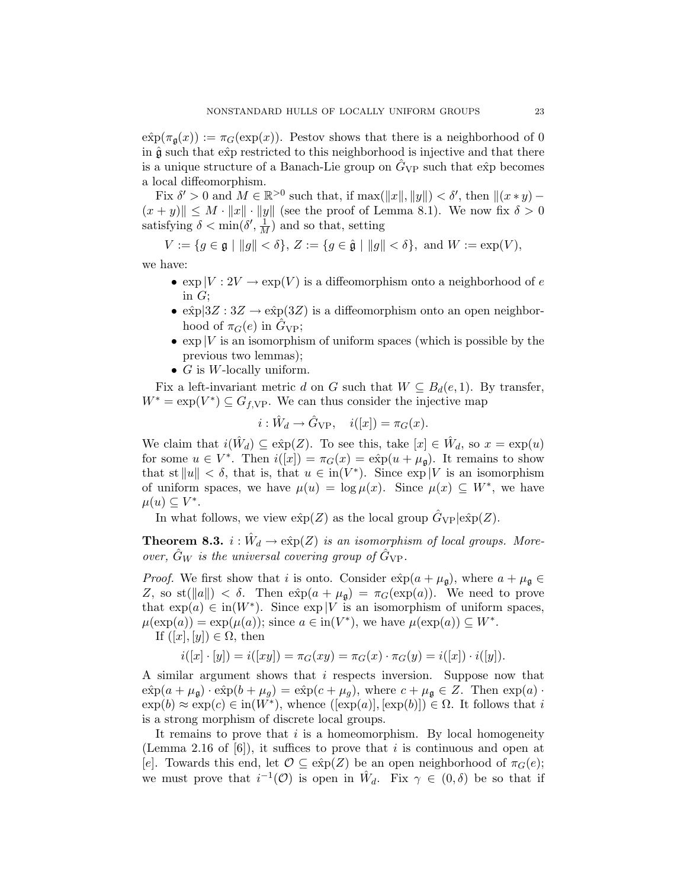$\hat{\exp}(\pi_{\mathfrak{g}}(x)) := \pi_G(\exp(x))$. Pestov shows that there is a neighborhood of 0 in $\hat{\mathfrak{g}}$ such that $\hat{\exp}$ restricted to this neighborhood is injective and that there is a unique structure of a Banach-Lie group on $\hat{G}_{\mathrm{VP}}$ such that $\hat{\exp}$ becomes a local diffeomorphism.

Fix $\delta' > 0$ and $M \in \mathbb{R}^{>0}$ such that, if $\max(\|x\|, \|y\|) < \delta'$, then $\|(x * y) - (x + y)\| \leq M \cdot \|x\| \cdot \|y\|$ (see the proof of Lemma 8.1). We now fix $\delta > 0$ satisfying $\delta < \min(\delta', \frac{1}{M})$ and so that, setting

$$V := \{g \in \mathfrak{g} \mid \|g\| < \delta\},\ Z := \{g \in \hat{\mathfrak{g}} \mid \|g\| < \delta\},\ \text{and } W := \exp(V),$$

we have:

- $\exp|V : 2V \to \exp(V)$ is a diffeomorphism onto a neighborhood of $e$ in $G$;
- $\hat{\exp}|3Z : 3Z \to \hat{\exp}(3Z)$ is a diffeomorphism onto an open neighborhood of $\pi_G(e)$ in $\hat{G}_{\mathrm{VP}}$;
- $\exp|V$ is an isomorphism of uniform spaces (which is possible by the previous two lemmas);
- $G$ is $W$-locally uniform.

Fix a left-invariant metric $d$ on $G$ such that $W \subseteq B_d(e, 1)$. By transfer, $W^* = \exp(V^*) \subseteq G_{f,\mathrm{VP}}$. We can thus consider the injective map

$$i : \hat{W}_d \to \hat{G}_{\mathrm{VP}}, \quad i([x]) = \pi_G(x).$$

We claim that $i(\hat{W}_d) \subseteq \hat{\exp}(Z)$. To see this, take $[x] \in \hat{W}_d$, so $x = \exp(u)$ for some $u \in V^*$. Then $i([x]) = \pi_G(x) = \hat{\exp}(u + \mu_{\mathfrak{g}})$. It remains to show that $\mathrm{st}\,\|u\| < \delta$, that is, that $u \in \mathrm{in}(V^*)$. Since $\exp|V$ is an isomorphism of uniform spaces, we have $\mu(u) = \log \mu(x)$. Since $\mu(x) \subseteq W^*$, we have $\mu(u) \subseteq V^*$.

In what follows, we view $\hat{\exp}(Z)$ as the local group $\hat{G}_{\mathrm{VP}}|\hat{\exp}(Z)$.

**Theorem 8.3.** *$i : \hat{W}_d \to \hat{\exp}(Z)$ is an isomorphism of local groups. Moreover, $\hat{G}_W$ is the universal covering group of $\hat{G}_{\mathrm{VP}}$.*

*Proof.* We first show that $i$ is onto. Consider $\hat{\exp}(a + \mu_{\mathfrak{g}})$, where $a + \mu_{\mathfrak{g}} \in Z$, so $\mathrm{st}(\|a\|) < \delta$. Then $\hat{\exp}(a + \mu_{\mathfrak{g}}) = \pi_G(\exp(a))$. We need to prove that $\exp(a) \in \mathrm{in}(W^*)$. Since $\exp|V$ is an isomorphism of uniform spaces, $\mu(\exp(a)) = \exp(\mu(a))$; since $a \in \mathrm{in}(V^*)$, we have $\mu(\exp(a)) \subseteq W^*$.

If $([x], [y]) \in \Omega$, then

$$i([x] \cdot [y]) = i([xy]) = \pi_G(xy) = \pi_G(x) \cdot \pi_G(y) = i([x]) \cdot i([y]).$$

A similar argument shows that $i$ respects inversion. Suppose now that $\hat{\exp}(a + \mu_{\mathfrak{g}}) \cdot \hat{\exp}(b + \mu_g) = \hat{\exp}(c + \mu_g)$, where $c + \mu_{\mathfrak{g}} \in Z$. Then $\exp(a) \cdot \exp(b) \approx \exp(c) \in \mathrm{in}(W^*)$, whence $([\exp(a)], [\exp(b)]) \in \Omega$. It follows that $i$ is a strong morphism of discrete local groups.

It remains to prove that $i$ is a homeomorphism. By local homogeneity (Lemma 2.16 of [6]), it suffices to prove that $i$ is continuous and open at $[e]$. Towards this end, let $\mathcal{O} \subseteq \hat{\exp}(Z)$ be an open neighborhood of $\pi_G(e)$; we must prove that $i^{-1}(\mathcal{O})$ is open in $\hat{W}_d$. Fix $\gamma \in (0, \delta)$ be so that if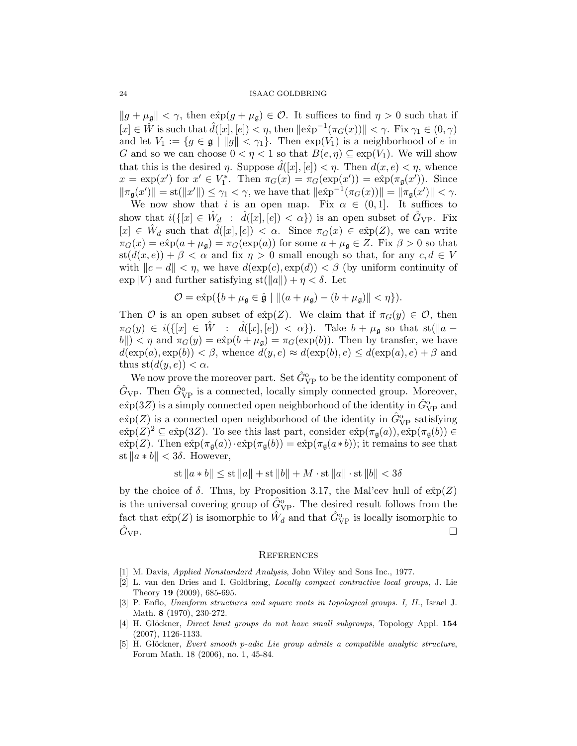$\|g + \mu_{\mathfrak{g}}\| < \gamma$, then $\hat{\exp}(g + \mu_{\mathfrak{g}}) \in \mathcal{O}$. It suffices to find $\eta > 0$ such that if $[x] \in \hat{W}$ is such that $\hat{d}([x],[e]) < \eta$, then $\|\hat{\exp}^{-1}(\pi_G(x))\| < \gamma$. Fix $\gamma_1 \in (0,\gamma)$ and let $V_1 := \{g \in \mathfrak{g} \mid \|g\| < \gamma_1\}$. Then $\exp(V_1)$ is a neighborhood of $e$ in $G$ and so we can choose $0 < \eta < 1$ so that $B(e,\eta) \subseteq \exp(V_1)$. We will show that this is the desired $\eta$. Suppose $\hat{d}([x],[e]) < \eta$. Then $d(x,e) < \eta$, whence $x = \exp(x')$ for $x' \in V_1^*$. Then $\pi_G(x) = \pi_G(\exp(x')) = \hat{\exp}(\pi_{\mathfrak{g}}(x'))$. Since $\|\pi_{\mathfrak{g}}(x')\| = \operatorname{st}(\|x'\|) \leq \gamma_1 < \gamma$, we have that $\|\hat{\exp}^{-1}(\pi_G(x))\| = \|\pi_{\mathfrak{g}}(x')\| < \gamma$.

We now show that $i$ is an open map. Fix $\alpha \in (0,1]$. It suffices to show that $i(\{[x] \in \hat{W}_d \ : \ \hat{d}([x],[e]) < \alpha\})$ is an open subset of $\hat{G}_{\mathrm{VP}}$. Fix $[x] \in \hat{W}_d$ such that $\hat{d}([x],[e]) < \alpha$. Since $\pi_G(x) \in \hat{\exp}(Z)$, we can write $\pi_G(x) = \hat{\exp}(a + \mu_{\mathfrak{g}}) = \pi_G(\exp(a))$ for some $a + \mu_{\mathfrak{g}} \in Z$. Fix $\beta > 0$ so that $\operatorname{st}(d(x,e)) + \beta < \alpha$ and fix $\eta > 0$ small enough so that, for any $c, d \in V$ with $\|c - d\| < \eta$, we have $d(\exp(c),\exp(d)) < \beta$ (by uniform continuity of $\exp|V$) and further satisfying $\operatorname{st}(\|a\|) + \eta < \delta$. Let

$$\mathcal{O} = \hat{\exp}(\{b + \mu_{\mathfrak{g}} \in \hat{\mathfrak{g}} \mid \|(a + \mu_{\mathfrak{g}}) - (b + \mu_{\mathfrak{g}})\| < \eta\}).$$

Then $\mathcal{O}$ is an open subset of $\hat{\exp}(Z)$. We claim that if $\pi_G(y) \in \mathcal{O}$, then $\pi_G(y) \in i(\{[x] \in \hat{W} \ : \ \hat{d}([x],[e]) < \alpha\})$. Take $b + \mu_{\mathfrak{g}}$ so that $\operatorname{st}(\|a - b\|) < \eta$ and $\pi_G(y) = \hat{\exp}(b + \mu_{\mathfrak{g}}) = \pi_G(\exp(b))$. Then by transfer, we have $d(\exp(a),\exp(b)) < \beta$, whence $d(y,e) \approx d(\exp(b),e) \leq d(\exp(a),e) + \beta$ and thus $\operatorname{st}(d(y,e)) < \alpha$.

We now prove the moreover part. Set $\hat{G}_{\mathrm{VP}}^{\mathrm{o}}$ to be the identity component of $\hat{G}_{\mathrm{VP}}$. Then $\hat{G}_{\mathrm{VP}}^{\mathrm{o}}$ is a connected, locally simply connected group. Moreover, $\hat{\exp}(3Z)$ is a simply connected open neighborhood of the identity in $\hat{G}_{\mathrm{VP}}^{\mathrm{o}}$ and $\hat{\exp}(Z)$ is a connected open neighborhood of the identity in $\hat{G}_{\mathrm{VP}}^{\mathrm{o}}$ satisfying $\hat{\exp}(Z)^2 \subseteq \hat{\exp}(3Z)$. To see this last part, consider $\hat{\exp}(\pi_{\mathfrak{g}}(a)), \hat{\exp}(\pi_{\mathfrak{g}}(b)) \in \hat{\exp}(Z)$. Then $\hat{\exp}(\pi_{\mathfrak{g}}(a)) \cdot \hat{\exp}(\pi_{\mathfrak{g}}(b)) = \hat{\exp}(\pi_{\mathfrak{g}}(a * b))$; it remains to see that $\operatorname{st}\|a * b\| < 3\delta$. However,

$$\operatorname{st}\|a * b\| \leq \operatorname{st}\|a\| + \operatorname{st}\|b\| + M \cdot \operatorname{st}\|a\| \cdot \operatorname{st}\|b\| < 3\delta$$

by the choice of $\delta$. Thus, by Proposition 3.17, the Mal'cev hull of $\hat{\exp}(Z)$ is the universal covering group of $\hat{G}_{\mathrm{VP}}^{\mathrm{o}}$. The desired result follows from the fact that $\hat{\exp}(Z)$ is isomorphic to $\hat{W}_d$ and that $\hat{G}_{\mathrm{VP}}^{\mathrm{o}}$ is locally isomorphic to $\hat{G}_{\mathrm{VP}}$. $\square$

## References

[1] M. Davis, *Applied Nonstandard Analysis*, John Wiley and Sons Inc., 1977.

[2] L. van den Dries and I. Goldbring, *Locally compact contractive local groups*, J. Lie Theory **19** (2009), 685-695.

[3] P. Enflo, *Uninform structures and square roots in topological groups. I, II.*, Israel J. Math. **8** (1970), 230-272.

[4] H. Glöckner, *Direct limit groups do not have small subgroups*, Topology Appl. **154** (2007), 1126-1133.

[5] H. Glöckner, *Evert smooth p-adic Lie group admits a compatible analytic structure*, Forum Math. 18 (2006), no. 1, 45-84.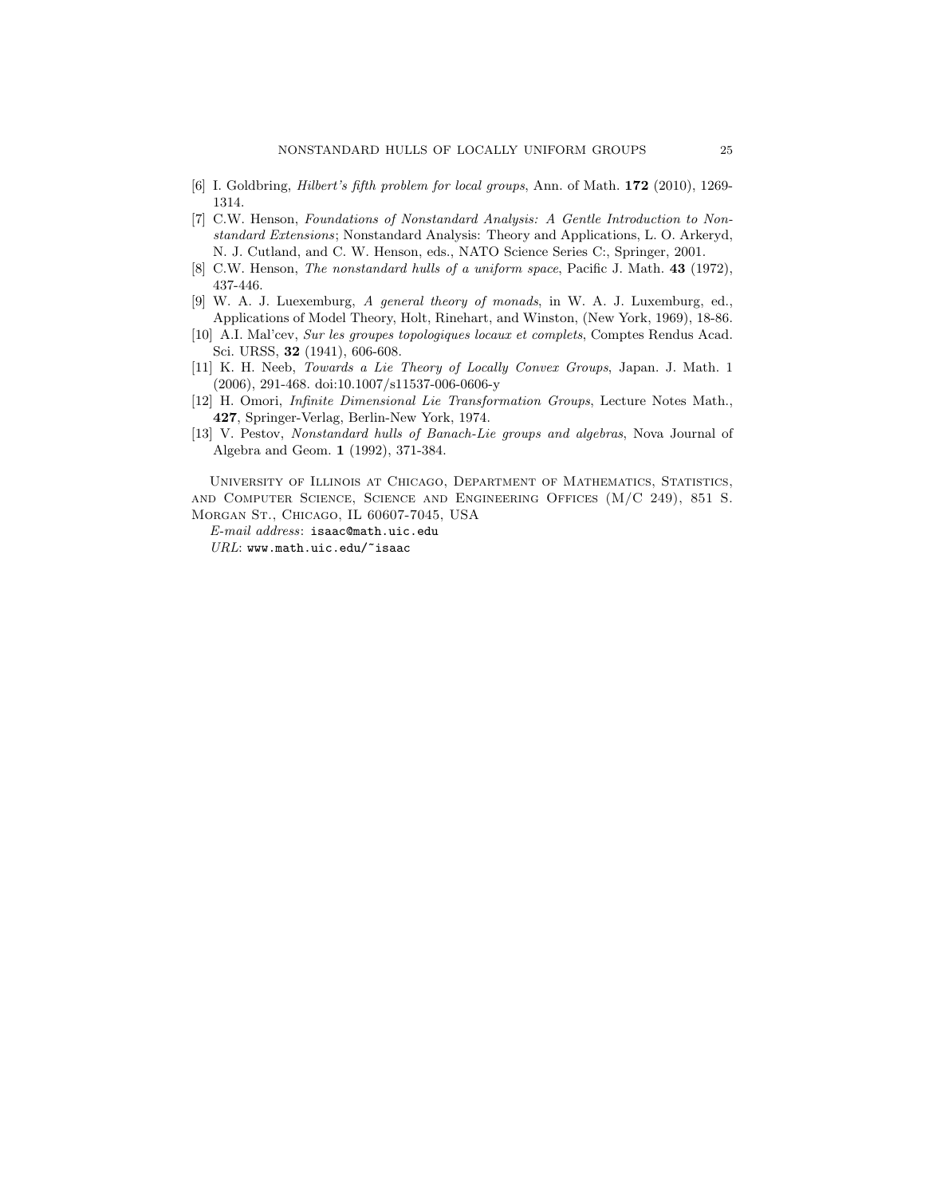[6] I. Goldbring, *Hilbert's fifth problem for local groups*, Ann. of Math. **172** (2010), 1269-1314.

[7] C.W. Henson, *Foundations of Nonstandard Analysis: A Gentle Introduction to Nonstandard Extensions*; Nonstandard Analysis: Theory and Applications, L. O. Arkeryd, N. J. Cutland, and C. W. Henson, eds., NATO Science Series C:, Springer, 2001.

[8] C.W. Henson, *The nonstandard hulls of a uniform space*, Pacific J. Math. **43** (1972), 437-446.

[9] W. A. J. Luexemburg, *A general theory of monads*, in W. A. J. Luxemburg, ed., Applications of Model Theory, Holt, Rinehart, and Winston, (New York, 1969), 18-86.

[10] A.I. Mal'cev, *Sur les groupes topologiques locaux et complets*, Comptes Rendus Acad. Sci. URSS, **32** (1941), 606-608.

[11] K. H. Neeb, *Towards a Lie Theory of Locally Convex Groups*, Japan. J. Math. 1 (2006), 291-468. doi:10.1007/s11537-006-0606-y

[12] H. Omori, *Infinite Dimensional Lie Transformation Groups*, Lecture Notes Math., **427**, Springer-Verlag, Berlin-New York, 1974.

[13] V. Pestov, *Nonstandard hulls of Banach-Lie groups and algebras*, Nova Journal of Algebra and Geom. **1** (1992), 371-384.

University of Illinois at Chicago, Department of Mathematics, Statistics, and Computer Science, Science and Engineering Offices (M/C 249), 851 S. Morgan St., Chicago, IL 60607-7045, USA

*E-mail address*: isaac@math.uic.edu

*URL*: www.math.uic.edu/~isaac